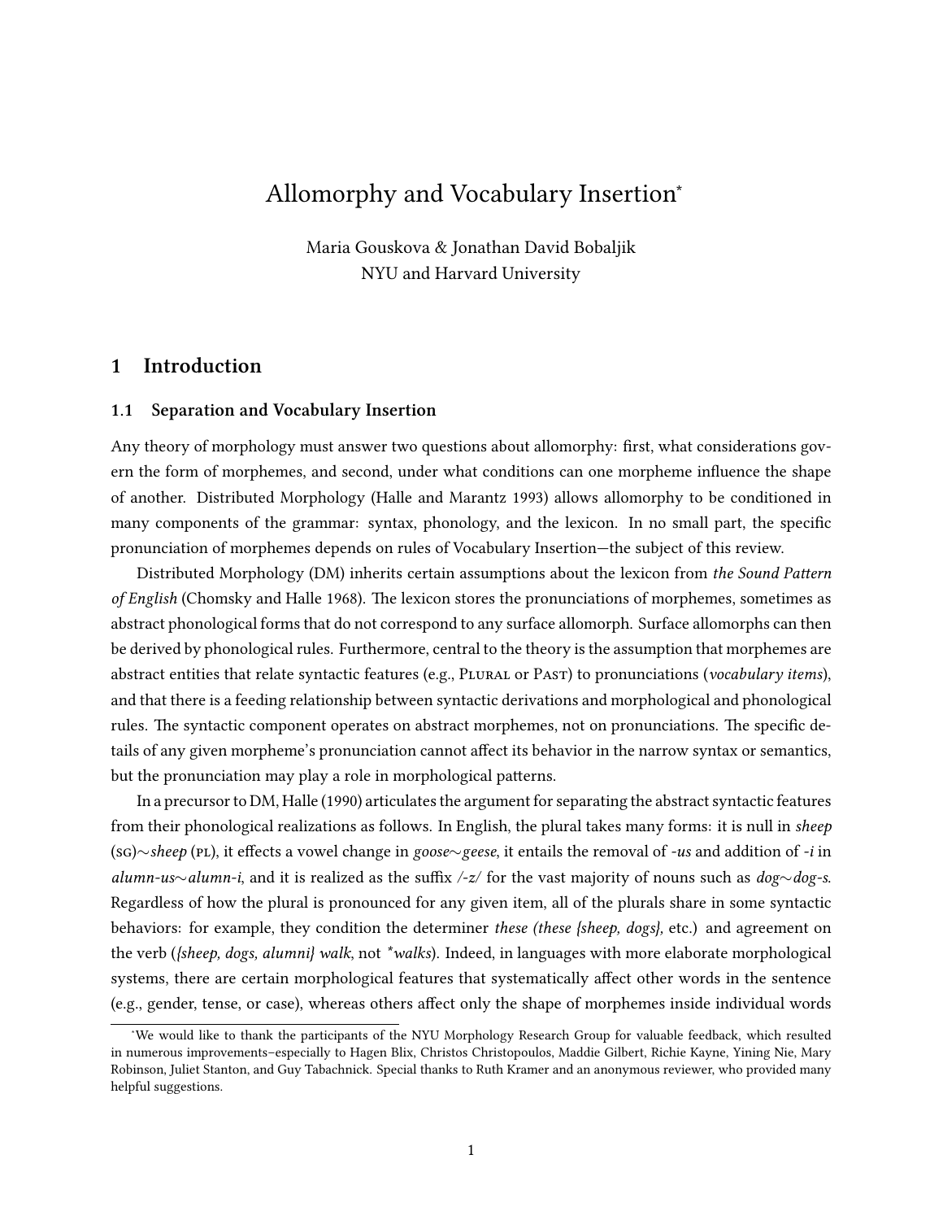# Allomorphy and Vocabulary Insertion*

Maria Gouskova & Jonathan David Bobaljik
NYU and Harvard University

## 1 Introduction

### 1.1 Separation and Vocabulary Insertion

Any theory of morphology must answer two questions about allomorphy: first, what considerations govern the form of morphemes, and second, under what conditions can one morpheme influence the shape of another. Distributed Morphology (Halle and Marantz 1993) allows allomorphy to be conditioned in many components of the grammar: syntax, phonology, and the lexicon. In no small part, the specific pronunciation of morphemes depends on rules of Vocabulary Insertion—the subject of this review.

Distributed Morphology (DM) inherits certain assumptions about the lexicon from *the Sound Pattern of English* (Chomsky and Halle 1968). The lexicon stores the pronunciations of morphemes, sometimes as abstract phonological forms that do not correspond to any surface allomorph. Surface allomorphs can then be derived by phonological rules. Furthermore, central to the theory is the assumption that morphemes are abstract entities that relate syntactic features (e.g., Plural or Past) to pronunciations (*vocabulary items*), and that there is a feeding relationship between syntactic derivations and morphological and phonological rules. The syntactic component operates on abstract morphemes, not on pronunciations. The specific details of any given morpheme's pronunciation cannot affect its behavior in the narrow syntax or semantics, but the pronunciation may play a role in morphological patterns.

In a precursor to DM, Halle (1990) articulates the argument for separating the abstract syntactic features from their phonological realizations as follows. In English, the plural takes many forms: it is null in *sheep* (sg)∼*sheep* (pl), it effects a vowel change in *goose*∼*geese*, it entails the removal of *-us* and addition of *-i* in *alumn-us*∼*alumn-i*, and it is realized as the suffix */-z/* for the vast majority of nouns such as *dog*∼*dog-s*. Regardless of how the plural is pronounced for any given item, all of the plurals share in some syntactic behaviors: for example, they condition the determiner *these (these {sheep, dogs},* etc.) and agreement on the verb (*{sheep, dogs, alumni} walk*, not *\*walks*). Indeed, in languages with more elaborate morphological systems, there are certain morphological features that systematically affect other words in the sentence (e.g., gender, tense, or case), whereas others affect only the shape of morphemes inside individual words

*We would like to thank the participants of the NYU Morphology Research Group for valuable feedback, which resulted in numerous improvements–especially to Hagen Blix, Christos Christopoulos, Maddie Gilbert, Richie Kayne, Yining Nie, Mary Robinson, Juliet Stanton, and Guy Tabachnick. Special thanks to Ruth Kramer and an anonymous reviewer, who provided many helpful suggestions.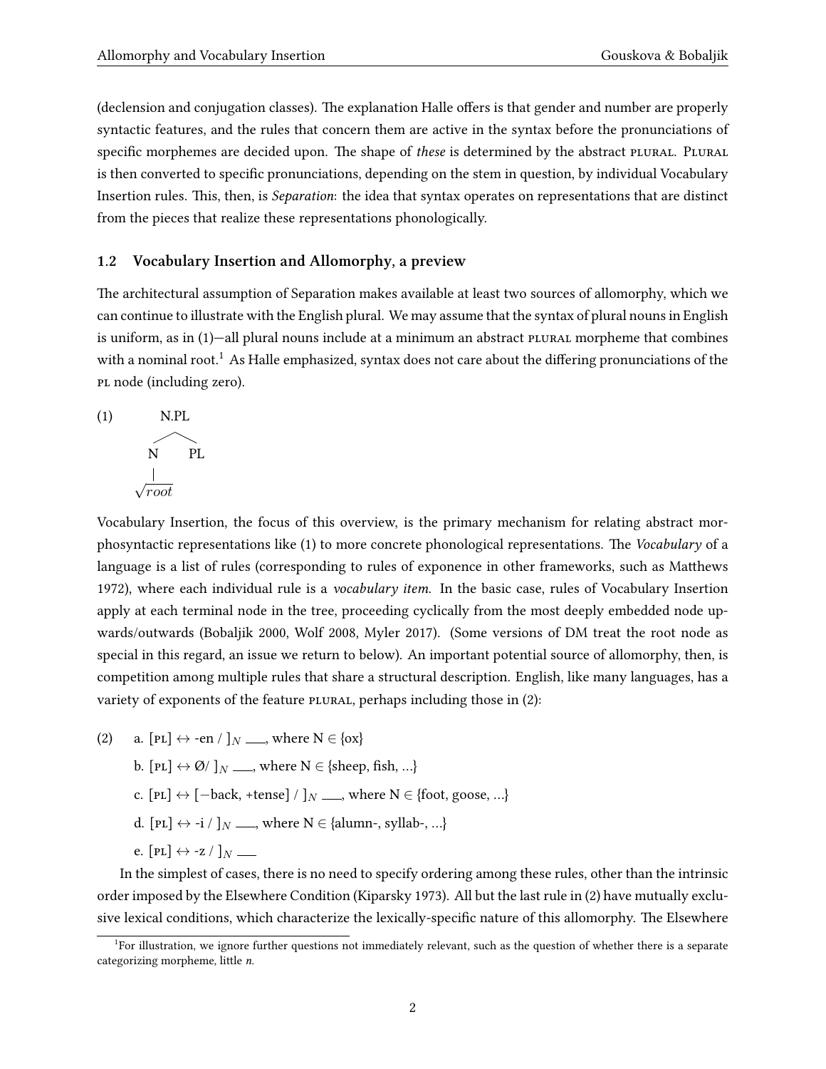(declension and conjugation classes). The explanation Halle offers is that gender and number are properly syntactic features, and the rules that concern them are active in the syntax before the pronunciations of specific morphemes are decided upon. The shape of *these* is determined by the abstract PLURAL. PLURAL is then converted to specific pronunciations, depending on the stem in question, by individual Vocabulary Insertion rules. This, then, is *Separation*: the idea that syntax operates on representations that are distinct from the pieces that realize these representations phonologically.

### 1.2 Vocabulary Insertion and Allomorphy, a preview

The architectural assumption of Separation makes available at least two sources of allomorphy, which we can continue to illustrate with the English plural. We may assume that the syntax of plural nouns in English is uniform, as in (1)—all plural nouns include at a minimum an abstract PLURAL morpheme that combines with a nominal root.[1] As Halle emphasized, syntax does not care about the differing pronunciations of the PL node (including zero).

(1)
```
        N.PL
       /    \
      N      PL
      |
    √root
```

Vocabulary Insertion, the focus of this overview, is the primary mechanism for relating abstract morphosyntactic representations like (1) to more concrete phonological representations. The *Vocabulary* of a language is a list of rules (corresponding to rules of exponence in other frameworks, such as Matthews 1972), where each individual rule is a *vocabulary item.* In the basic case, rules of Vocabulary Insertion apply at each terminal node in the tree, proceeding cyclically from the most deeply embedded node upwards/outwards (Bobaljik 2000, Wolf 2008, Myler 2017). (Some versions of DM treat the root node as special in this regard, an issue we return to below). An important potential source of allomorphy, then, is competition among multiple rules that share a structural description. English, like many languages, has a variety of exponents of the feature PLURAL, perhaps including those in (2):

(2) a. [PL] $\leftrightarrow$ -en / $]_N$ ___, where N $\in$ {ox}

b. [PL] $\leftrightarrow$ Ø/ $]_N$ ___, where N $\in$ {sheep, fish, ...}

c. [PL] $\leftrightarrow$ [−back, +tense] / $]_N$ ___, where N $\in$ {foot, goose, ...}

d. [PL] $\leftrightarrow$ -i / $]_N$ ___, where N $\in$ {alumn-, syllab-, ...}

e. [PL] $\leftrightarrow$ -z / $]_N$ ___

In the simplest of cases, there is no need to specify ordering among these rules, other than the intrinsic order imposed by the Elsewhere Condition (Kiparsky 1973). All but the last rule in (2) have mutually exclusive lexical conditions, which characterize the lexically-specific nature of this allomorphy. The Elsewhere

[1] For illustration, we ignore further questions not immediately relevant, such as the question of whether there is a separate categorizing morpheme, little *n*.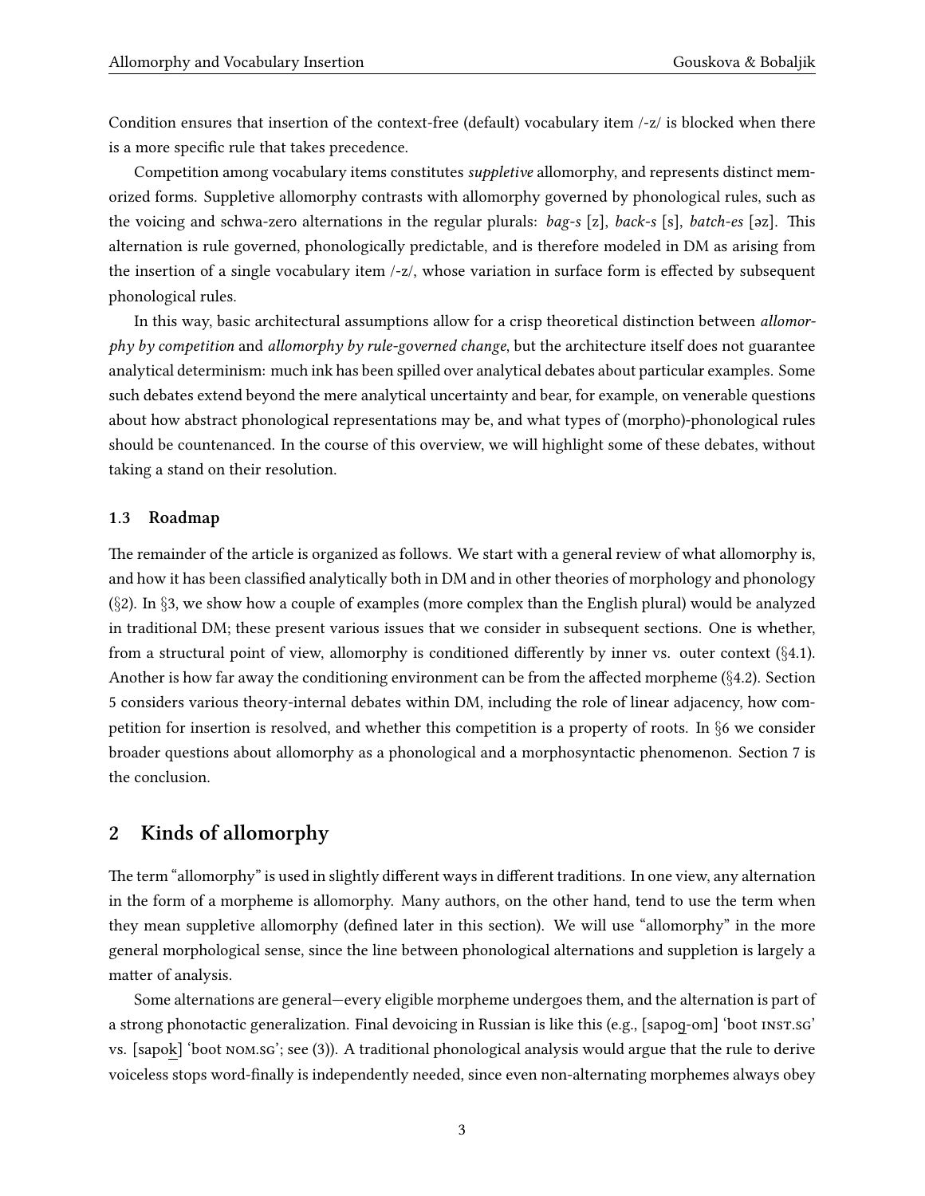Condition ensures that insertion of the context-free (default) vocabulary item /-z/ is blocked when there is a more specific rule that takes precedence.

Competition among vocabulary items constitutes *suppletive* allomorphy, and represents distinct memorized forms. Suppletive allomorphy contrasts with allomorphy governed by phonological rules, such as the voicing and schwa-zero alternations in the regular plurals: *bag-s* [z], *back-s* [s], *batch-es* [əz]. This alternation is rule governed, phonologically predictable, and is therefore modeled in DM as arising from the insertion of a single vocabulary item /-z/, whose variation in surface form is effected by subsequent phonological rules.

In this way, basic architectural assumptions allow for a crisp theoretical distinction between *allomorphy by competition* and *allomorphy by rule-governed change*, but the architecture itself does not guarantee analytical determinism: much ink has been spilled over analytical debates about particular examples. Some such debates extend beyond the mere analytical uncertainty and bear, for example, on venerable questions about how abstract phonological representations may be, and what types of (morpho)-phonological rules should be countenanced. In the course of this overview, we will highlight some of these debates, without taking a stand on their resolution.

### 1.3 Roadmap

The remainder of the article is organized as follows. We start with a general review of what allomorphy is, and how it has been classified analytically both in DM and in other theories of morphology and phonology (§2). In §3, we show how a couple of examples (more complex than the English plural) would be analyzed in traditional DM; these present various issues that we consider in subsequent sections. One is whether, from a structural point of view, allomorphy is conditioned differently by inner vs. outer context (§4.1). Another is how far away the conditioning environment can be from the affected morpheme (§4.2). Section 5 considers various theory-internal debates within DM, including the role of linear adjacency, how competition for insertion is resolved, and whether this competition is a property of roots. In §6 we consider broader questions about allomorphy as a phonological and a morphosyntactic phenomenon. Section 7 is the conclusion.

## 2 Kinds of allomorphy

The term "allomorphy" is used in slightly different ways in different traditions. In one view, any alternation in the form of a morpheme is allomorphy. Many authors, on the other hand, tend to use the term when they mean suppletive allomorphy (defined later in this section). We will use "allomorphy" in the more general morphological sense, since the line between phonological alternations and suppletion is largely a matter of analysis.

Some alternations are general—every eligible morpheme undergoes them, and the alternation is part of a strong phonotactic generalization. Final devoicing in Russian is like this (e.g., [sapo<u>g</u>-om] 'boot INST.SG' vs. [sapo<u>k</u>] 'boot NOM.SG'; see (3)). A traditional phonological analysis would argue that the rule to derive voiceless stops word-finally is independently needed, since even non-alternating morphemes always obey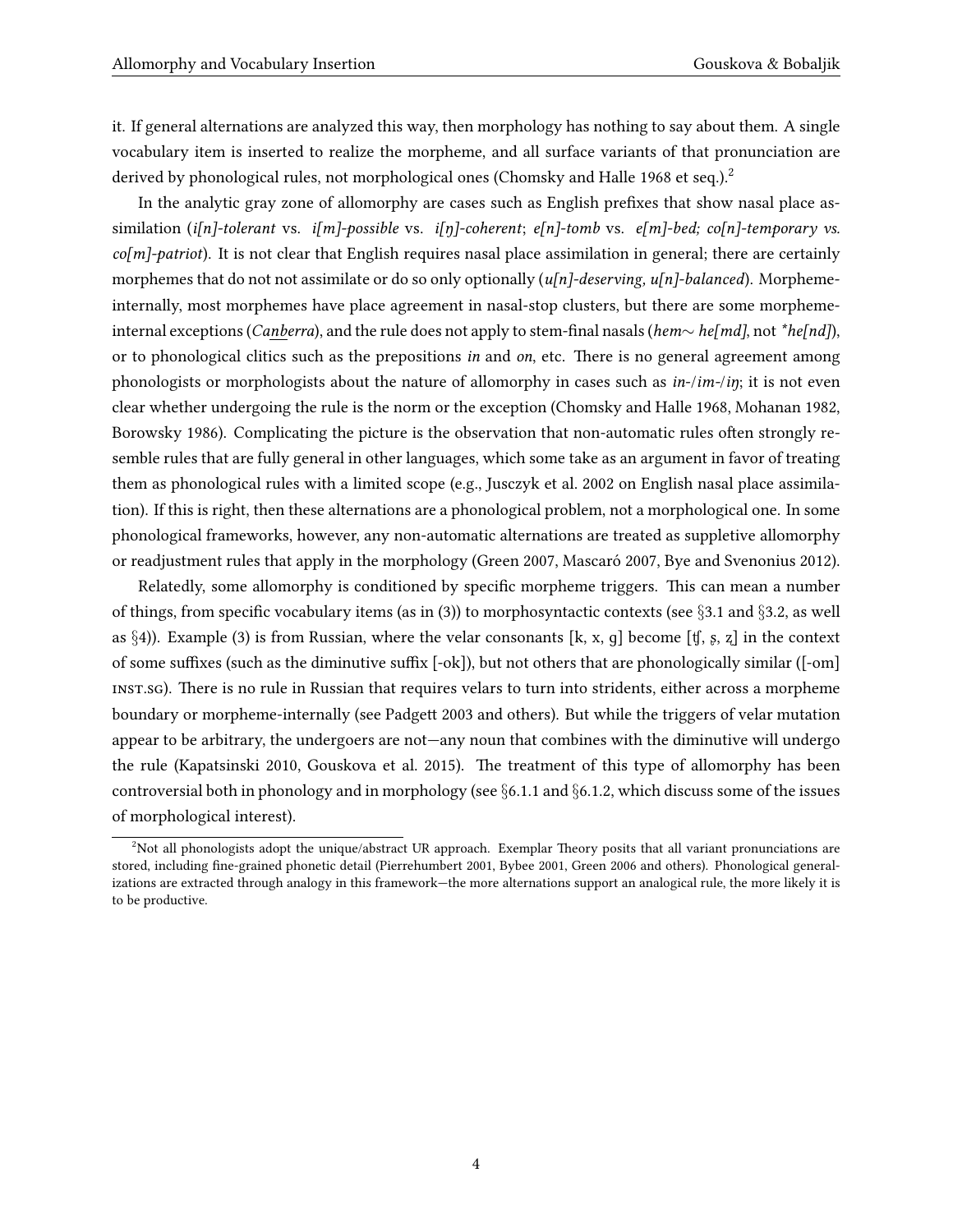it. If general alternations are analyzed this way, then morphology has nothing to say about them. A single vocabulary item is inserted to realize the morpheme, and all surface variants of that pronunciation are derived by phonological rules, not morphological ones (Chomsky and Halle 1968 et seq.).[2]

In the analytic gray zone of allomorphy are cases such as English prefixes that show nasal place assimilation (*i[n]-tolerant* vs. *i[m]-possible* vs. *i[ŋ]-coherent*; *e[n]-tomb* vs. *e[m]-bed; co[n]-temporary vs. co[m]-patriot*). It is not clear that English requires nasal place assimilation in general; there are certainly morphemes that do not not assimilate or do so only optionally (*u[n]-deserving, u[n]-balanced*). Morpheme-internally, most morphemes have place agreement in nasal-stop clusters, but there are some morpheme-internal exceptions (*Ca*<u>*nb*</u>*erra*), and the rule does not apply to stem-final nasals (*hem*∼ *he[md]*, not *\*he[nd]*), or to phonological clitics such as the prepositions *in* and *on*, etc. There is no general agreement among phonologists or morphologists about the nature of allomorphy in cases such as *in-/im-/iŋ*; it is not even clear whether undergoing the rule is the norm or the exception (Chomsky and Halle 1968, Mohanan 1982, Borowsky 1986). Complicating the picture is the observation that non-automatic rules often strongly resemble rules that are fully general in other languages, which some take as an argument in favor of treating them as phonological rules with a limited scope (e.g., Jusczyk et al. 2002 on English nasal place assimilation). If this is right, then these alternations are a phonological problem, not a morphological one. In some phonological frameworks, however, any non-automatic alternations are treated as suppletive allomorphy or readjustment rules that apply in the morphology (Green 2007, Mascaró 2007, Bye and Svenonius 2012).

Relatedly, some allomorphy is conditioned by specific morpheme triggers. This can mean a number of things, from specific vocabulary items (as in (3)) to morphosyntactic contexts (see §3.1 and §3.2, as well as §4)). Example (3) is from Russian, where the velar consonants [k, x, g] become [ʧ, ʂ, ʐ] in the context of some suffixes (such as the diminutive suffix [-ok]), but not others that are phonologically similar ([-om] INST.SG). There is no rule in Russian that requires velars to turn into stridents, either across a morpheme boundary or morpheme-internally (see Padgett 2003 and others). But while the triggers of velar mutation appear to be arbitrary, the undergoers are not—any noun that combines with the diminutive will undergo the rule (Kapatsinski 2010, Gouskova et al. 2015). The treatment of this type of allomorphy has been controversial both in phonology and in morphology (see §6.1.1 and §6.1.2, which discuss some of the issues of morphological interest).

[2]Not all phonologists adopt the unique/abstract UR approach. Exemplar Theory posits that all variant pronunciations are stored, including fine-grained phonetic detail (Pierrehumbert 2001, Bybee 2001, Green 2006 and others). Phonological generalizations are extracted through analogy in this framework—the more alternations support an analogical rule, the more likely it is to be productive.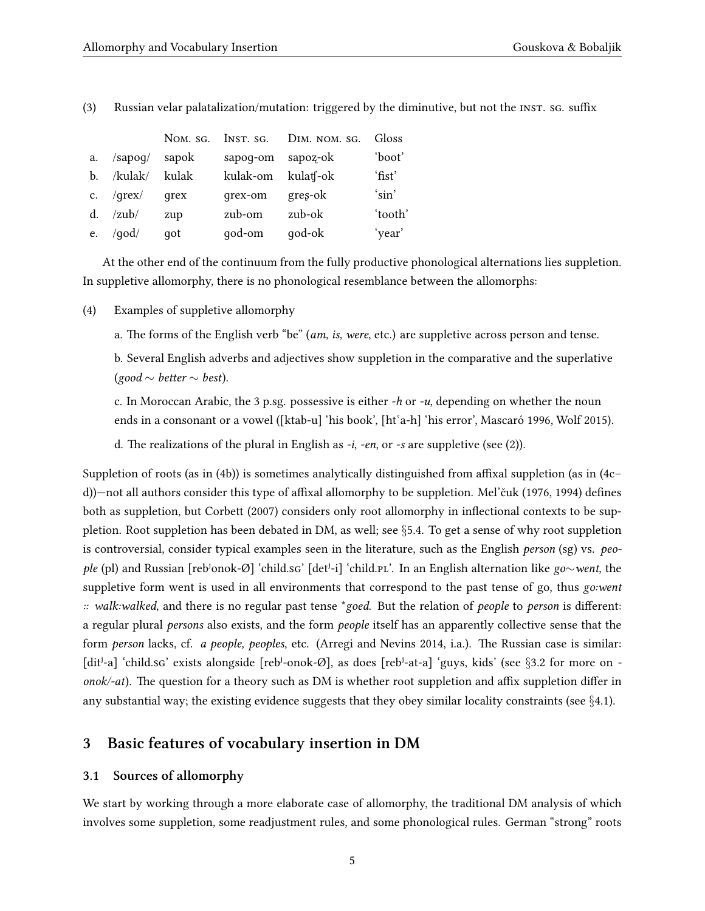(3) Russian velar palatalization/mutation: triggered by the diminutive, but not the INST. SG. suffix

| | | Nom. sg. | Inst. sg. | Dim. nom. sg. | Gloss |
|---|---|---|---|---|---|
| a. | /sapog/ | sapok | sapog-om | sapoʐ-ok | 'boot' |
| b. | /kulak/ | kulak | kulak-om | kulatʃ-ok | 'fist' |
| c. | /grex/ | grex | grex-om | greʂ-ok | 'sin' |
| d. | /zub/ | zup | zub-om | zub-ok | 'tooth' |
| e. | /god/ | got | god-om | god-ok | 'year' |

At the other end of the continuum from the fully productive phonological alternations lies suppletion. In suppletive allomorphy, there is no phonological resemblance between the allomorphs:

(4) Examples of suppletive allomorphy

a. The forms of the English verb "be" (*am, is, were*, etc.) are suppletive across person and tense.

b. Several English adverbs and adjectives show suppletion in the comparative and the superlative (*good* ∼ *better* ∼ *best*).

c. In Moroccan Arabic, the 3 p.sg. possessive is either *-h* or *-u*, depending on whether the noun ends in a consonant or a vowel ([ktab-u] 'his book', [htˤa-h] 'his error', Mascaró 1996, Wolf 2015).

d. The realizations of the plural in English as *-i*, *-en*, or *-s* are suppletive (see (2)).

Suppletion of roots (as in (4b)) is sometimes analytically distinguished from affixal suppletion (as in (4c–d))—not all authors consider this type of affixal allomorphy to be suppletion. Mel'čuk (1976, 1994) defines both as suppletion, but Corbett (2007) considers only root allomorphy in inflectional contexts to be suppletion. Root suppletion has been debated in DM, as well; see §5.4. To get a sense of why root suppletion is controversial, consider typical examples seen in the literature, such as the English *person* (sg) vs. *people* (pl) and Russian [rebʲonok-Ø] 'child.SG' [detʲ-i] 'child.PL'. In an English alternation like *go*∼*went*, the suppletive form went is used in all environments that correspond to the past tense of go, thus *go:went :: walk:walked*, and there is no regular past tense \**goed*. But the relation of *people* to *person* is different: a regular plural *persons* also exists, and the form *people* itself has an apparently collective sense that the form *person* lacks, cf. *a people, peoples*, etc. (Arregi and Nevins 2014, i.a.). The Russian case is similar: [ditʲ-a] 'child.SG' exists alongside [rebʲ-onok-Ø], as does [rebʲ-at-a] 'guys, kids' (see §3.2 for more on *-onok/-at*). The question for a theory such as DM is whether root suppletion and affix suppletion differ in any substantial way; the existing evidence suggests that they obey similar locality constraints (see §4.1).

## 3 Basic features of vocabulary insertion in DM

### 3.1 Sources of allomorphy

We start by working through a more elaborate case of allomorphy, the traditional DM analysis of which involves some suppletion, some readjustment rules, and some phonological rules. German "strong" roots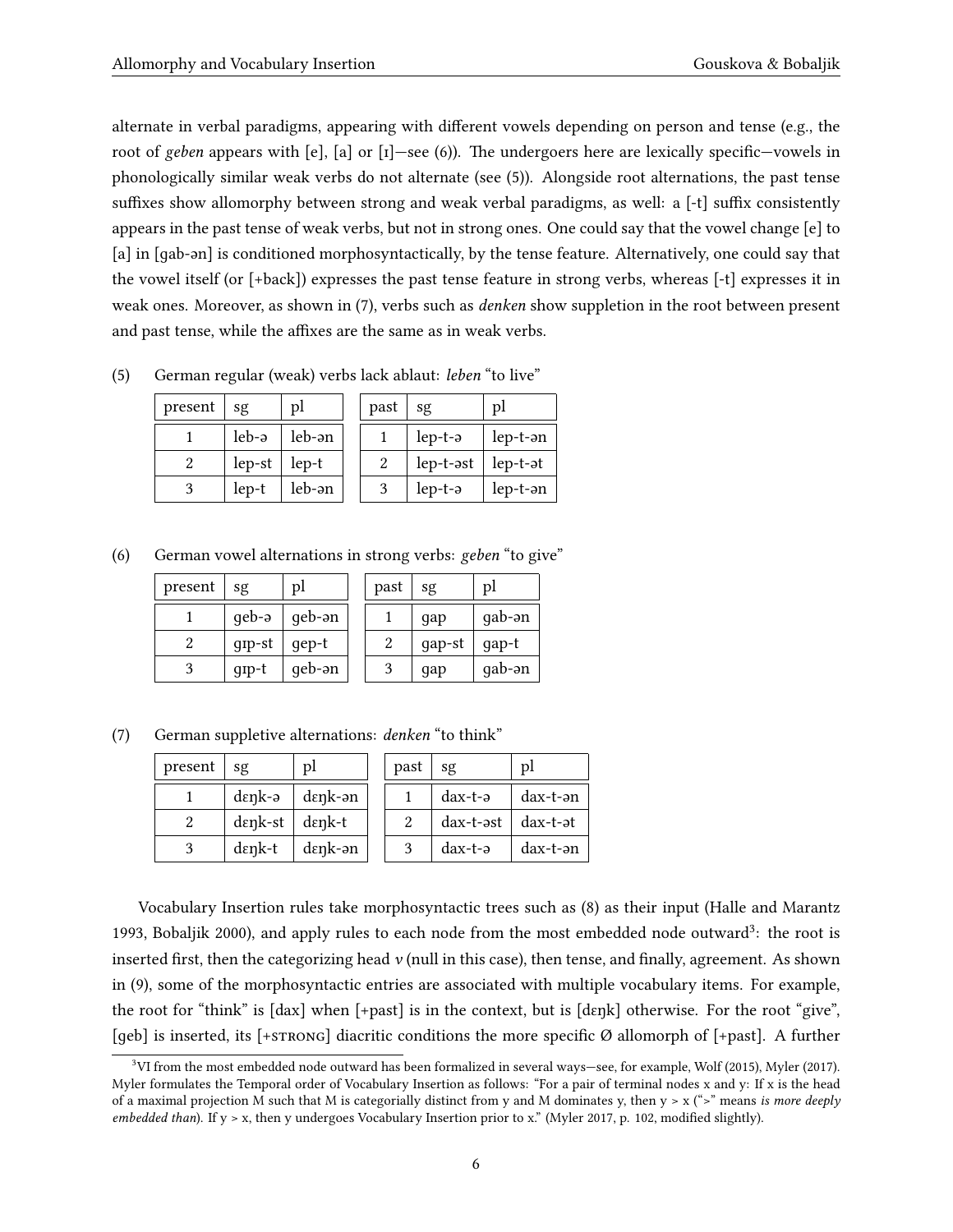alternate in verbal paradigms, appearing with different vowels depending on person and tense (e.g., the root of *geben* appears with [e], [a] or [ɪ]—see (6)). The undergoers here are lexically specific—vowels in phonologically similar weak verbs do not alternate (see (5)). Alongside root alternations, the past tense suffixes show allomorphy between strong and weak verbal paradigms, as well: a [-t] suffix consistently appears in the past tense of weak verbs, but not in strong ones. One could say that the vowel change [e] to [a] in [gab-ən] is conditioned morphosyntactically, by the tense feature. Alternatively, one could say that the vowel itself (or [+back]) expresses the past tense feature in strong verbs, whereas [-t] expresses it in weak ones. Moreover, as shown in (7), verbs such as *denken* show suppletion in the root between present and past tense, while the affixes are the same as in weak verbs.

(5) German regular (weak) verbs lack ablaut: *leben* "to live"

| present | sg | pl |
|---|---|---|
| 1 | leb-ə | leb-ən |
| 2 | lep-st | lep-t |
| 3 | lep-t | leb-ən |

| past | sg | pl |
|---|---|---|
| 1 | lep-t-ə | lep-t-ən |
| 2 | lep-t-əst | lep-t-ət |
| 3 | lep-t-ə | lep-t-ən |

(6) German vowel alternations in strong verbs: *geben* "to give"

| present | sg | pl |
|---|---|---|
| 1 | geb-ə | geb-ən |
| 2 | gɪp-st | gep-t |
| 3 | gɪp-t | geb-ən |

| past | sg | pl |
|---|---|---|
| 1 | gap | gab-ən |
| 2 | gap-st | gap-t |
| 3 | gap | gab-ən |

(7) German suppletive alternations: *denken* "to think"

| present | sg | pl |
|---|---|---|
| 1 | dɛŋk-ə | dɛŋk-ən |
| 2 | dɛŋk-st | dɛŋk-t |
| 3 | dɛŋk-t | dɛŋk-ən |

| past | sg | pl |
|---|---|---|
| 1 | dax-t-ə | dax-t-ən |
| 2 | dax-t-əst | dax-t-ət |
| 3 | dax-t-ə | dax-t-ən |

Vocabulary Insertion rules take morphosyntactic trees such as (8) as their input (Halle and Marantz 1993, Bobaljik 2000), and apply rules to each node from the most embedded node outward[3]: the root is inserted first, then the categorizing head *v* (null in this case), then tense, and finally, agreement. As shown in (9), some of the morphosyntactic entries are associated with multiple vocabulary items. For example, the root for "think" is [dax] when [+past] is in the context, but is [dɛŋk] otherwise. For the root "give", [geb] is inserted, its [+STRONG] diacritic conditions the more specific Ø allomorph of [+past]. A further

[3] VI from the most embedded node outward has been formalized in several ways—see, for example, Wolf (2015), Myler (2017). Myler formulates the Temporal order of Vocabulary Insertion as follows: "For a pair of terminal nodes x and y: If x is the head of a maximal projection M such that M is categorially distinct from y and M dominates y, then y > x (">" means *is more deeply embedded than*). If y > x, then y undergoes Vocabulary Insertion prior to x." (Myler 2017, p. 102, modified slightly).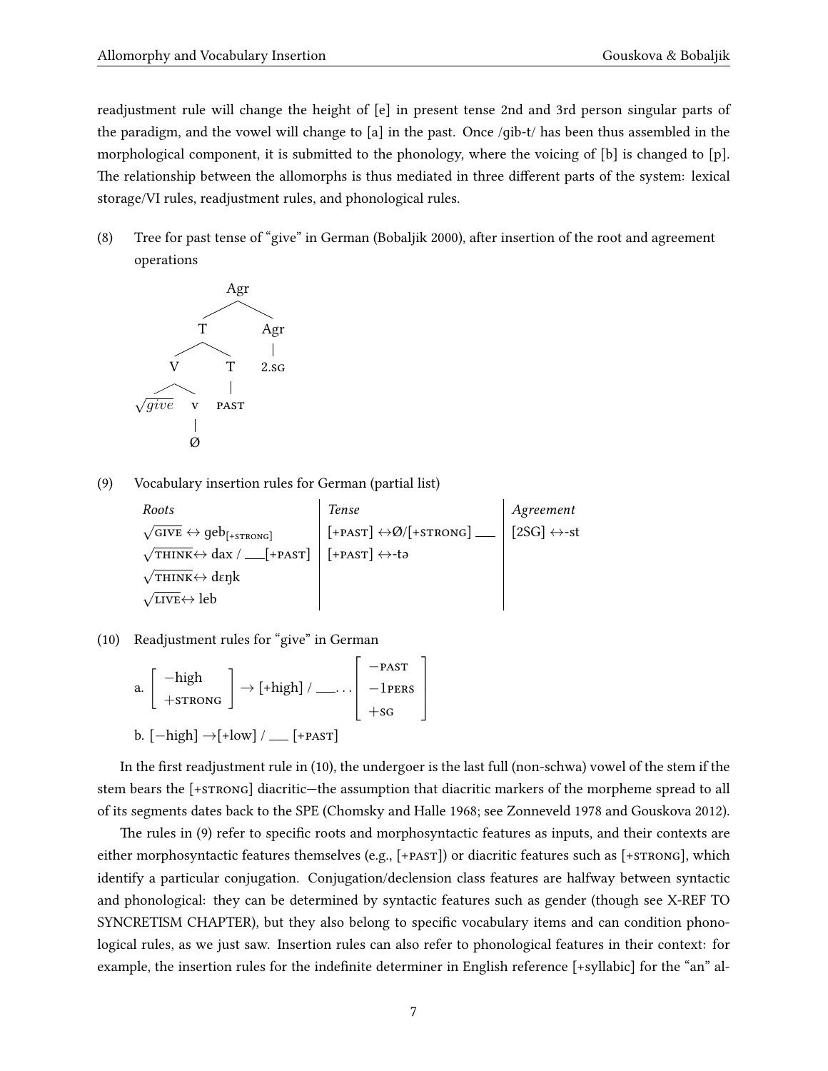readjustment rule will change the height of [e] in present tense 2nd and 3rd person singular parts of the paradigm, and the vowel will change to [a] in the past. Once /gib-t/ has been thus assembled in the morphological component, it is submitted to the phonology, where the voicing of [b] is changed to [p]. The relationship between the allomorphs is thus mediated in three different parts of the system: lexical storage/VI rules, readjustment rules, and phonological rules.

(8) Tree for past tense of "give" in German (Bobaljik 2000), after insertion of the root and agreement operations

```
              Agr
            /     \
           T       Agr
         /   \      |
        V     T    2.SG
      /   \   |
  √give    v  PAST
           |
           Ø
```

(9) Vocabulary insertion rules for German (partial list)

| *Roots* | *Tense* | *Agreement* |
|---|---|---|
| $\sqrt{\text{GIVE}}$ ↔ geb$_{[+\text{STRONG}]}$ | [+PAST] ↔Ø/[+STRONG] ___ | [2SG] ↔-st |
| $\sqrt{\text{THINK}}$↔ dax / ___[+PAST] | [+PAST] ↔-tə | |
| $\sqrt{\text{THINK}}$↔ dɛŋk | | |
| $\sqrt{\text{LIVE}}$↔ leb | | |

(10) Readjustment rules for "give" in German

a. $\begin{bmatrix} -\text{high} \\ +\text{STRONG} \end{bmatrix} \rightarrow [+\text{high}] \; / \; \_\_ \ldots \begin{bmatrix} -\text{PAST} \\ -1\text{PERS} \\ +\text{SG} \end{bmatrix}$

b. [−high] →[+low] / ___ [+PAST]

In the first readjustment rule in (10), the undergoer is the last full (non-schwa) vowel of the stem if the stem bears the [+STRONG] diacritic—the assumption that diacritic markers of the morpheme spread to all of its segments dates back to the SPE (Chomsky and Halle 1968; see Zonneveld 1978 and Gouskova 2012).

The rules in (9) refer to specific roots and morphosyntactic features as inputs, and their contexts are either morphosyntactic features themselves (e.g., [+PAST]) or diacritic features such as [+STRONG], which identify a particular conjugation. Conjugation/declension class features are halfway between syntactic and phonological: they can be determined by syntactic features such as gender (though see X-REF TO SYNCRETISM CHAPTER), but they also belong to specific vocabulary items and can condition phonological rules, as we just saw. Insertion rules can also refer to phonological features in their context: for example, the insertion rules for the indefinite determiner in English reference [+syllabic] for the "an" al-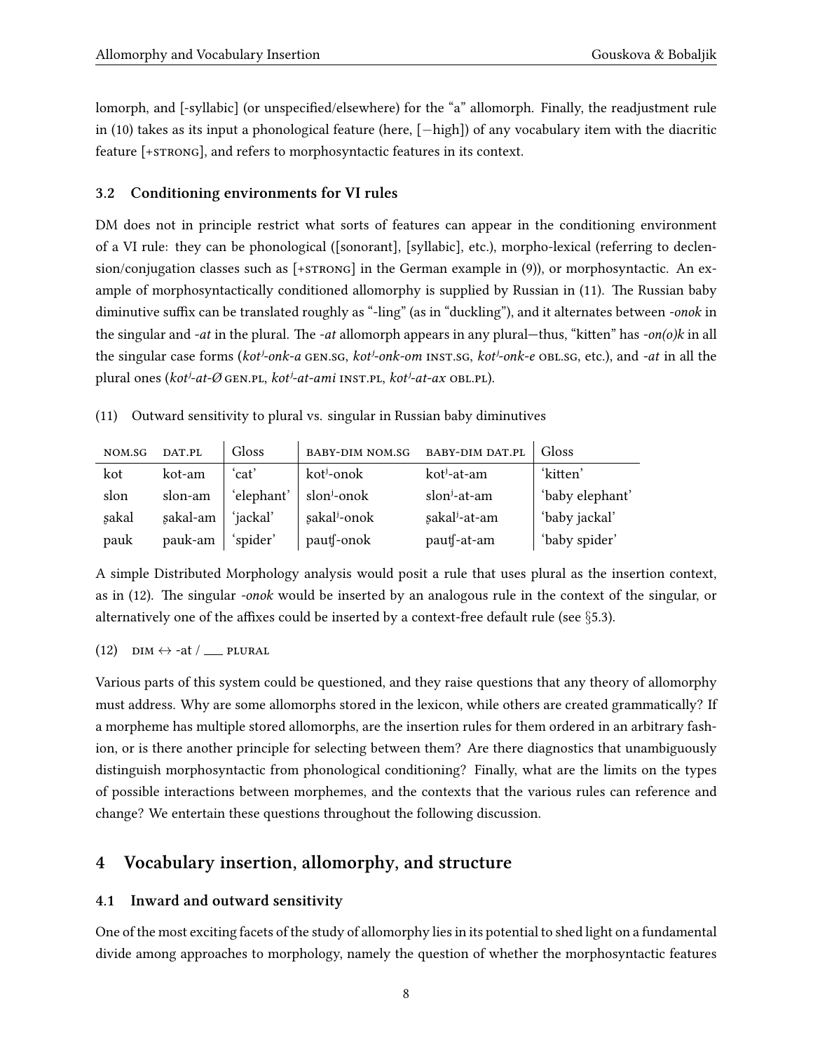lomorph, and [-syllabic] (or unspecified/elsewhere) for the "a" allomorph. Finally, the readjustment rule in (10) takes as its input a phonological feature (here, [−high]) of any vocabulary item with the diacritic feature [+strong], and refers to morphosyntactic features in its context.

### 3.2 Conditioning environments for VI rules

DM does not in principle restrict what sorts of features can appear in the conditioning environment of a VI rule: they can be phonological ([sonorant], [syllabic], etc.), morpho-lexical (referring to declension/conjugation classes such as [+strong] in the German example in (9)), or morphosyntactic. An example of morphosyntactically conditioned allomorphy is supplied by Russian in (11). The Russian baby diminutive suffix can be translated roughly as "-ling" (as in "duckling"), and it alternates between *-onok* in the singular and *-at* in the plural. The *-at* allomorph appears in any plural—thus, "kitten" has *-on(o)k* in all the singular case forms (*kotʲ-onk-a* gen.sg, *kotʲ-onk-om* inst.sg, *kotʲ-onk-e* obl.sg, etc.), and *-at* in all the plural ones (*kotʲ-at-Ø* gen.pl, *kotʲ-at-ami* inst.pl, *kotʲ-at-ax* obl.pl).

(11) Outward sensitivity to plural vs. singular in Russian baby diminutives

| nom.sg | dat.pl | Gloss | baby-dim nom.sg | baby-dim dat.pl | Gloss |
|---|---|---|---|---|---|
| kot | kot-am | 'cat' | kotʲ-onok | kotʲ-at-am | 'kitten' |
| slon | slon-am | 'elephant' | slonʲ-onok | slonʲ-at-am | 'baby elephant' |
| ʂakal | ʂakal-am | 'jackal' | ʂakalʲ-onok | ʂakalʲ-at-am | 'baby jackal' |
| pauk | pauk-am | 'spider' | pautʃ-onok | pautʃ-at-am | 'baby spider' |

A simple Distributed Morphology analysis would posit a rule that uses plural as the insertion context, as in (12). The singular *-onok* would be inserted by an analogous rule in the context of the singular, or alternatively one of the affixes could be inserted by a context-free default rule (see §5.3).

(12) dim ↔ -at / ___ plural

Various parts of this system could be questioned, and they raise questions that any theory of allomorphy must address. Why are some allomorphs stored in the lexicon, while others are created grammatically? If a morpheme has multiple stored allomorphs, are the insertion rules for them ordered in an arbitrary fashion, or is there another principle for selecting between them? Are there diagnostics that unambiguously distinguish morphosyntactic from phonological conditioning? Finally, what are the limits on the types of possible interactions between morphemes, and the contexts that the various rules can reference and change? We entertain these questions throughout the following discussion.

## 4 Vocabulary insertion, allomorphy, and structure

### 4.1 Inward and outward sensitivity

One of the most exciting facets of the study of allomorphy lies in its potential to shed light on a fundamental divide among approaches to morphology, namely the question of whether the morphosyntactic features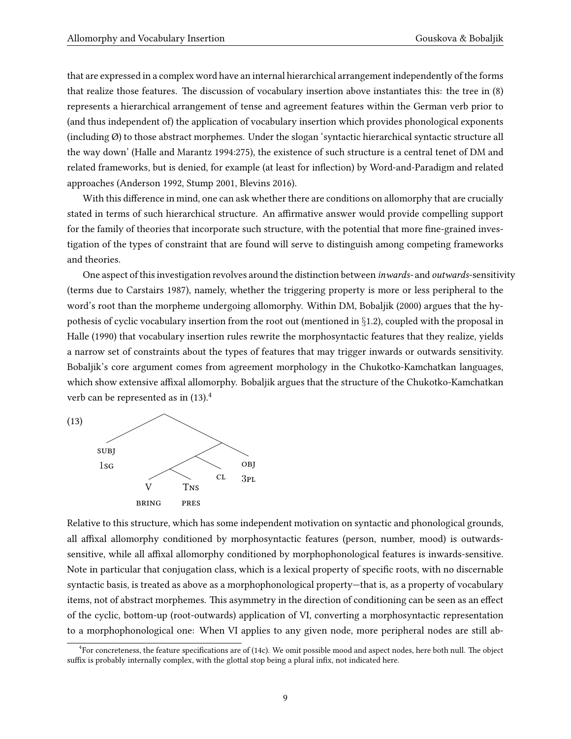that are expressed in a complex word have an internal hierarchical arrangement independently of the forms that realize those features. The discussion of vocabulary insertion above instantiates this: the tree in (8) represents a hierarchical arrangement of tense and agreement features within the German verb prior to (and thus independent of) the application of vocabulary insertion which provides phonological exponents (including Ø) to those abstract morphemes. Under the slogan 'syntactic hierarchical syntactic structure all the way down' (Halle and Marantz 1994:275), the existence of such structure is a central tenet of DM and related frameworks, but is denied, for example (at least for inflection) by Word-and-Paradigm and related approaches (Anderson 1992, Stump 2001, Blevins 2016).

With this difference in mind, one can ask whether there are conditions on allomorphy that are crucially stated in terms of such hierarchical structure. An affirmative answer would provide compelling support for the family of theories that incorporate such structure, with the potential that more fine-grained investigation of the types of constraint that are found will serve to distinguish among competing frameworks and theories.

One aspect of this investigation revolves around the distinction between *inwards*- and *outwards*-sensitivity (terms due to Carstairs 1987), namely, whether the triggering property is more or less peripheral to the word's root than the morpheme undergoing allomorphy. Within DM, Bobaljik (2000) argues that the hypothesis of cyclic vocabulary insertion from the root out (mentioned in §1.2), coupled with the proposal in Halle (1990) that vocabulary insertion rules rewrite the morphosyntactic features that they realize, yields a narrow set of constraints about the types of features that may trigger inwards or outwards sensitivity. Bobaljik's core argument comes from agreement morphology in the Chukotko-Kamchatkan languages, which show extensive affixal allomorphy. Bobaljik argues that the structure of the Chukotko-Kamchatkan verb can be represented as in (13).[4]

(13)

```
[ [SUBJ 1SG] [ [ [ [V BRING] [TNS PRES] ] CL ] [OBJ 3PL] ] ]
```

Relative to this structure, which has some independent motivation on syntactic and phonological grounds, all affixal allomorphy conditioned by morphosyntactic features (person, number, mood) is outwards-sensitive, while all affixal allomorphy conditioned by morphophonological features is inwards-sensitive. Note in particular that conjugation class, which is a lexical property of specific roots, with no discernable syntactic basis, is treated as above as a morphophonological property—that is, as a property of vocabulary items, not of abstract morphemes. This asymmetry in the direction of conditioning can be seen as an effect of the cyclic, bottom-up (root-outwards) application of VI, converting a morphosyntactic representation to a morphophonological one: When VI applies to any given node, more peripheral nodes are still ab-

[4] For concreteness, the feature specifications are of (14c). We omit possible mood and aspect nodes, here both null. The object suffix is probably internally complex, with the glottal stop being a plural infix, not indicated here.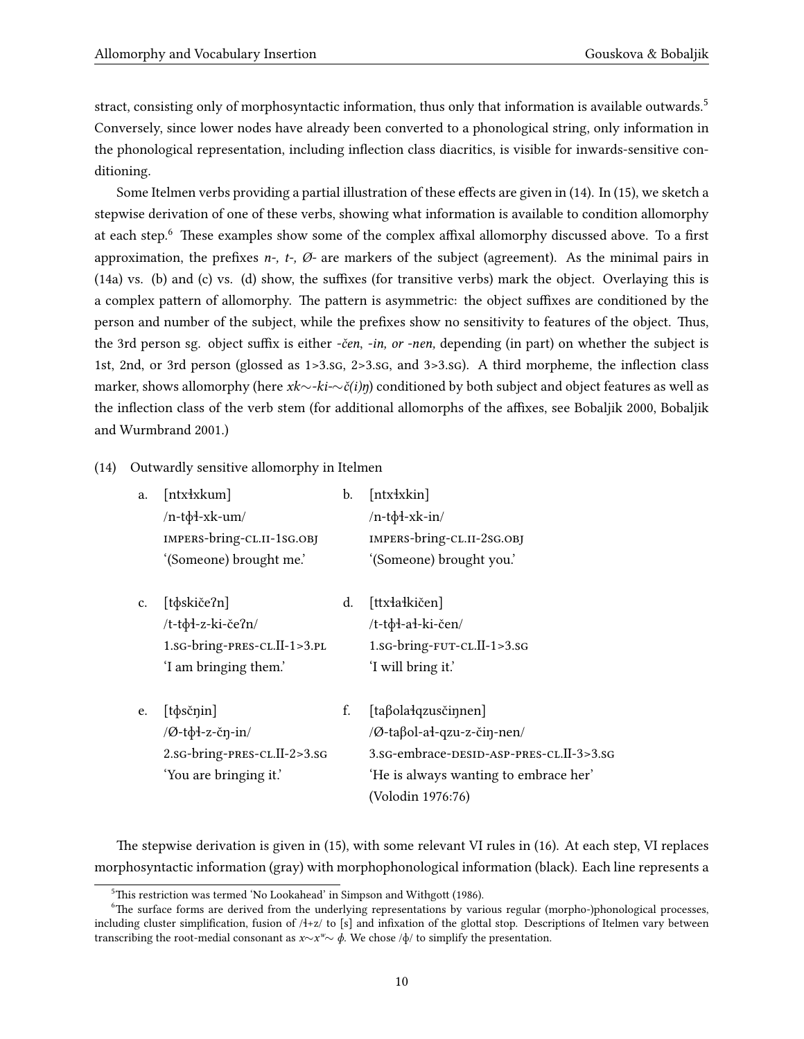stract, consisting only of morphosyntactic information, thus only that information is available outwards.[5] Conversely, since lower nodes have already been converted to a phonological string, only information in the phonological representation, including inflection class diacritics, is visible for inwards-sensitive conditioning.

Some Itelmen verbs providing a partial illustration of these effects are given in (14). In (15), we sketch a stepwise derivation of one of these verbs, showing what information is available to condition allomorphy at each step.[6] These examples show some of the complex affixal allomorphy discussed above. To a first approximation, the prefixes *n-, t-, Ø-* are markers of the subject (agreement). As the minimal pairs in (14a) vs. (b) and (c) vs. (d) show, the suffixes (for transitive verbs) mark the object. Overlaying this is a complex pattern of allomorphy. The pattern is asymmetric: the object suffixes are conditioned by the person and number of the subject, while the prefixes show no sensitivity to features of the object. Thus, the 3rd person sg. object suffix is either *-čen, -in, or -nen,* depending (in part) on whether the subject is 1st, 2nd, or 3rd person (glossed as 1>3.SG, 2>3.SG, and 3>3.SG). A third morpheme, the inflection class marker, shows allomorphy (here *xk∼-ki-∼č(i)ŋ*) conditioned by both subject and object features as well as the inflection class of the verb stem (for additional allomorphs of the affixes, see Bobaljik 2000, Bobaljik and Wurmbrand 2001.)

(14) Outwardly sensitive allomorphy in Itelmen

a. [ntxɬxkum]
/n-tɸɬ-xk-um/
IMPERS-bring-CL.II-1SG.OBJ
'(Someone) brought me.'

b. [ntxɬxkin]
/n-tɸɬ-xk-in/
IMPERS-bring-CL.II-2SG.OBJ
'(Someone) brought you.'

c. [tɸskičeʔn]
/t-tɸɬ-z-ki-čeʔn/
1.SG-bring-PRES-CL.II-1>3.PL
'I am bringing them.'

d. [ttxɬaɬkičen]
/t-tɸɬ-aɬ-ki-čen/
1.SG-bring-FUT-CL.II-1>3.SG
'I will bring it.'

e. [tɸsčŋin]
/Ø-tɸɬ-z-čŋ-in/
2.SG-bring-PRES-CL.II-2>3.SG
'You are bringing it.'

f. [taβolaɬqzusčiŋnen]
/Ø-taβol-aɬ-qzu-z-čiŋ-nen/
3.SG-embrace-DESID-ASP-PRES-CL.II-3>3.SG
'He is always wanting to embrace her'
(Volodin 1976:76)

The stepwise derivation is given in (15), with some relevant VI rules in (16). At each step, VI replaces morphosyntactic information (gray) with morphophonological information (black). Each line represents a

[5] This restriction was termed 'No Lookahead' in Simpson and Withgott (1986).

[6] The surface forms are derived from the underlying representations by various regular (morpho-)phonological processes, including cluster simplification, fusion of /ɬ+z/ to [s] and infixation of the glottal stop. Descriptions of Itelmen vary between transcribing the root-medial consonant as $x \sim x^w \sim ɸ$. We chose /ɸ/ to simplify the presentation.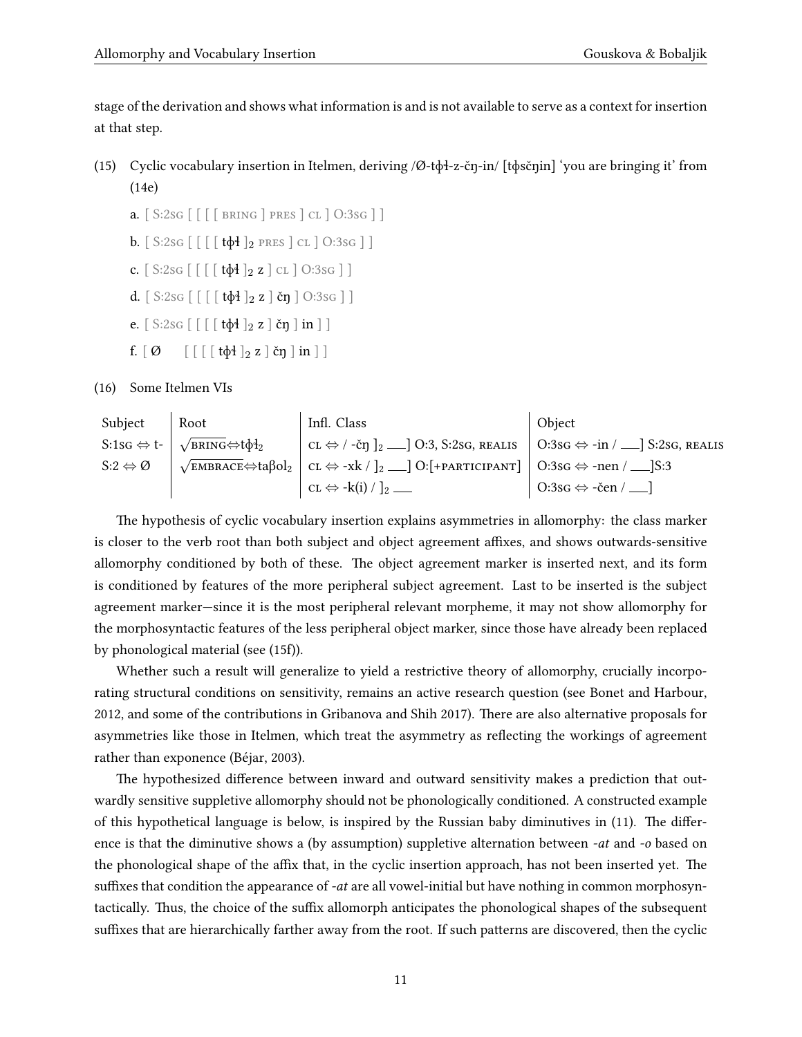stage of the derivation and shows what information is and is not available to serve as a context for insertion at that step.

(15) Cyclic vocabulary insertion in Itelmen, deriving /Ø-tɸɬ-z-čŋ-in/ [tɸsčŋin] 'you are bringing it' from (14e)

a. [ S:2SG [ [ [ [ BRING ] PRES ] CL ] O:3SG ] ]

b. [ S:2SG [ [ [ [ tɸɬ ]$_2$ PRES ] CL ] O:3SG ] ]

c. [ S:2SG [ [ [ [ tɸɬ ]$_2$ z ] CL ] O:3SG ] ]

d. [ S:2SG [ [ [ [ tɸɬ ]$_2$ z ] čŋ ] O:3SG ] ]

e. [ S:2SG [ [ [ [ tɸɬ ]$_2$ z ] čŋ ] in ] ]

f. [ Ø [ [ [ [ tɸɬ ]$_2$ z ] čŋ ] in ] ]

(16) Some Itelmen VIs

| Subject | Root | Infl. Class | Object |
|---|---|---|---|
| S:1SG ⇔ t- | √BRING⇔tɸɬ$_2$ | CL ⇔ / -čŋ ]$_2$ ___] O:3, S:2SG, REALIS | O:3SG ⇔ -in / ___] S:2SG, REALIS |
| S:2 ⇔ Ø | √EMBRACE⇔taβol$_2$ | CL ⇔ -xk / ]$_2$ ___] O:[+PARTICIPANT] | O:3SG ⇔ -nen / ___]S:3 |
| | | CL ⇔ -k(i) / ]$_2$ ___ | O:3SG ⇔ -čen / ___] |

The hypothesis of cyclic vocabulary insertion explains asymmetries in allomorphy: the class marker is closer to the verb root than both subject and object agreement affixes, and shows outwards-sensitive allomorphy conditioned by both of these. The object agreement marker is inserted next, and its form is conditioned by features of the more peripheral subject agreement. Last to be inserted is the subject agreement marker—since it is the most peripheral relevant morpheme, it may not show allomorphy for the morphosyntactic features of the less peripheral object marker, since those have already been replaced by phonological material (see (15f)).

Whether such a result will generalize to yield a restrictive theory of allomorphy, crucially incorporating structural conditions on sensitivity, remains an active research question (see Bonet and Harbour, 2012, and some of the contributions in Gribanova and Shih 2017). There are also alternative proposals for asymmetries like those in Itelmen, which treat the asymmetry as reflecting the workings of agreement rather than exponence (Béjar, 2003).

The hypothesized difference between inward and outward sensitivity makes a prediction that outwardly sensitive suppletive allomorphy should not be phonologically conditioned. A constructed example of this hypothetical language is below, is inspired by the Russian baby diminutives in (11). The difference is that the diminutive shows a (by assumption) suppletive alternation between *-at* and *-o* based on the phonological shape of the affix that, in the cyclic insertion approach, has not been inserted yet. The suffixes that condition the appearance of *-at* are all vowel-initial but have nothing in common morphosyntactically. Thus, the choice of the suffix allomorph anticipates the phonological shapes of the subsequent suffixes that are hierarchically farther away from the root. If such patterns are discovered, then the cyclic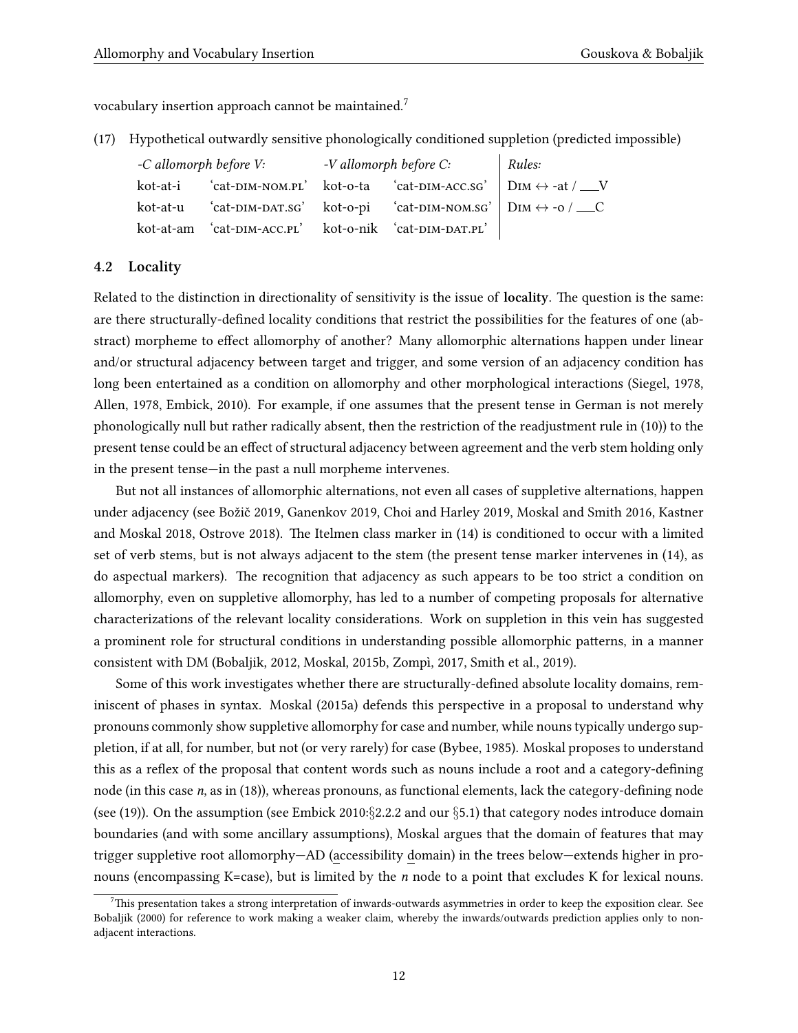vocabulary insertion approach cannot be maintained.[7]

(17) Hypothetical outwardly sensitive phonologically conditioned suppletion (predicted impossible)

| *-C allomorph before V:* | | *-V allomorph before C:* | | *Rules:* |
|---|---|---|---|---|
| kot-at-i | 'cat-DIM-NOM.PL' | kot-o-ta | 'cat-DIM-ACC.SG' | DIM ↔ -at / ___V |
| kot-at-u | 'cat-DIM-DAT.SG' | kot-o-pi | 'cat-DIM-NOM.SG' | DIM ↔ -o / ___C |
| kot-at-am | 'cat-DIM-ACC.PL' | kot-o-nik | 'cat-DIM-DAT.PL' | |

### 4.2 Locality

Related to the distinction in directionality of sensitivity is the issue of **locality**. The question is the same: are there structurally-defined locality conditions that restrict the possibilities for the features of one (abstract) morpheme to effect allomorphy of another? Many allomorphic alternations happen under linear and/or structural adjacency between target and trigger, and some version of an adjacency condition has long been entertained as a condition on allomorphy and other morphological interactions (Siegel, 1978, Allen, 1978, Embick, 2010). For example, if one assumes that the present tense in German is not merely phonologically null but rather radically absent, then the restriction of the readjustment rule in (10)) to the present tense could be an effect of structural adjacency between agreement and the verb stem holding only in the present tense—in the past a null morpheme intervenes.

But not all instances of allomorphic alternations, not even all cases of suppletive alternations, happen under adjacency (see Božič 2019, Ganenkov 2019, Choi and Harley 2019, Moskal and Smith 2016, Kastner and Moskal 2018, Ostrove 2018). The Itelmen class marker in (14) is conditioned to occur with a limited set of verb stems, but is not always adjacent to the stem (the present tense marker intervenes in (14), as do aspectual markers). The recognition that adjacency as such appears to be too strict a condition on allomorphy, even on suppletive allomorphy, has led to a number of competing proposals for alternative characterizations of the relevant locality considerations. Work on suppletion in this vein has suggested a prominent role for structural conditions in understanding possible allomorphic patterns, in a manner consistent with DM (Bobaljik, 2012, Moskal, 2015b, Zompì, 2017, Smith et al., 2019).

Some of this work investigates whether there are structurally-defined absolute locality domains, reminiscent of phases in syntax. Moskal (2015a) defends this perspective in a proposal to understand why pronouns commonly show suppletive allomorphy for case and number, while nouns typically undergo suppletion, if at all, for number, but not (or very rarely) for case (Bybee, 1985). Moskal proposes to understand this as a reflex of the proposal that content words such as nouns include a root and a category-defining node (in this case *n*, as in (18)), whereas pronouns, as functional elements, lack the category-defining node (see (19)). On the assumption (see Embick 2010:§2.2.2 and our §5.1) that category nodes introduce domain boundaries (and with some ancillary assumptions), Moskal argues that the domain of features that may trigger suppletive root allomorphy—AD (accessibility domain) in the trees below—extends higher in pronouns (encompassing K=case), but is limited by the *n* node to a point that excludes K for lexical nouns.

[7] This presentation takes a strong interpretation of inwards-outwards asymmetries in order to keep the exposition clear. See Bobaljik (2000) for reference to work making a weaker claim, whereby the inwards/outwards prediction applies only to non-adjacent interactions.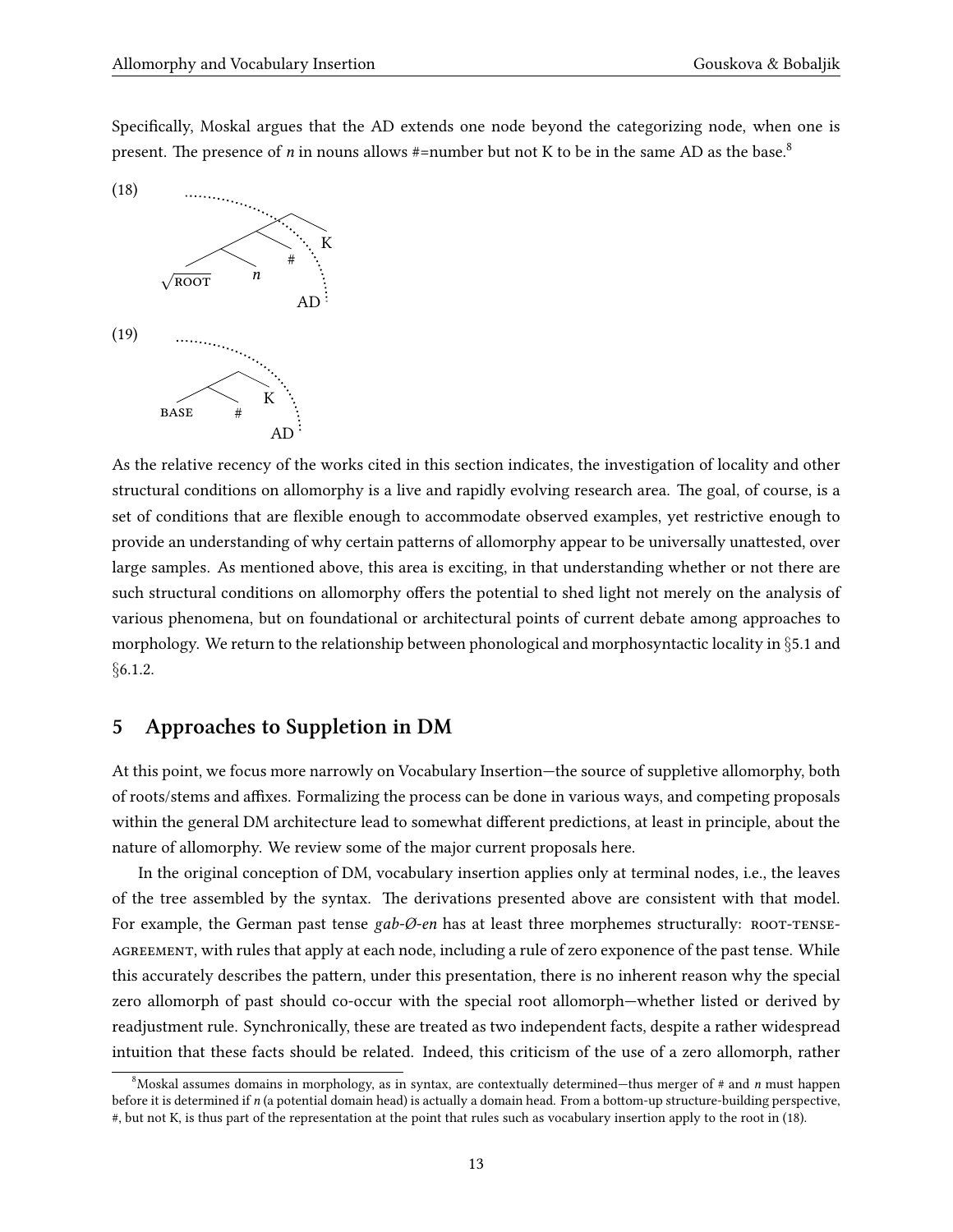Specifically, Moskal argues that the AD extends one node beyond the categorizing node, when one is present. The presence of *n* in nouns allows #=number but not K to be in the same AD as the base.[8]

(18)

√ROOT *n* # K AD

(19)

BASE # K AD

As the relative recency of the works cited in this section indicates, the investigation of locality and other structural conditions on allomorphy is a live and rapidly evolving research area. The goal, of course, is a set of conditions that are flexible enough to accommodate observed examples, yet restrictive enough to provide an understanding of why certain patterns of allomorphy appear to be universally unattested, over large samples. As mentioned above, this area is exciting, in that understanding whether or not there are such structural conditions on allomorphy offers the potential to shed light not merely on the analysis of various phenomena, but on foundational or architectural points of current debate among approaches to morphology. We return to the relationship between phonological and morphosyntactic locality in §5.1 and §6.1.2.

## 5 Approaches to Suppletion in DM

At this point, we focus more narrowly on Vocabulary Insertion—the source of suppletive allomorphy, both of roots/stems and affixes. Formalizing the process can be done in various ways, and competing proposals within the general DM architecture lead to somewhat different predictions, at least in principle, about the nature of allomorphy. We review some of the major current proposals here.

In the original conception of DM, vocabulary insertion applies only at terminal nodes, i.e., the leaves of the tree assembled by the syntax. The derivations presented above are consistent with that model. For example, the German past tense *gab-Ø-en* has at least three morphemes structurally: ROOT-TENSE-AGREEMENT, with rules that apply at each node, including a rule of zero exponence of the past tense. While this accurately describes the pattern, under this presentation, there is no inherent reason why the special zero allomorph of past should co-occur with the special root allomorph—whether listed or derived by readjustment rule. Synchronically, these are treated as two independent facts, despite a rather widespread intuition that these facts should be related. Indeed, this criticism of the use of a zero allomorph, rather

[8] Moskal assumes domains in morphology, as in syntax, are contextually determined—thus merger of # and *n* must happen before it is determined if *n* (a potential domain head) is actually a domain head. From a bottom-up structure-building perspective, #, but not K, is thus part of the representation at the point that rules such as vocabulary insertion apply to the root in (18).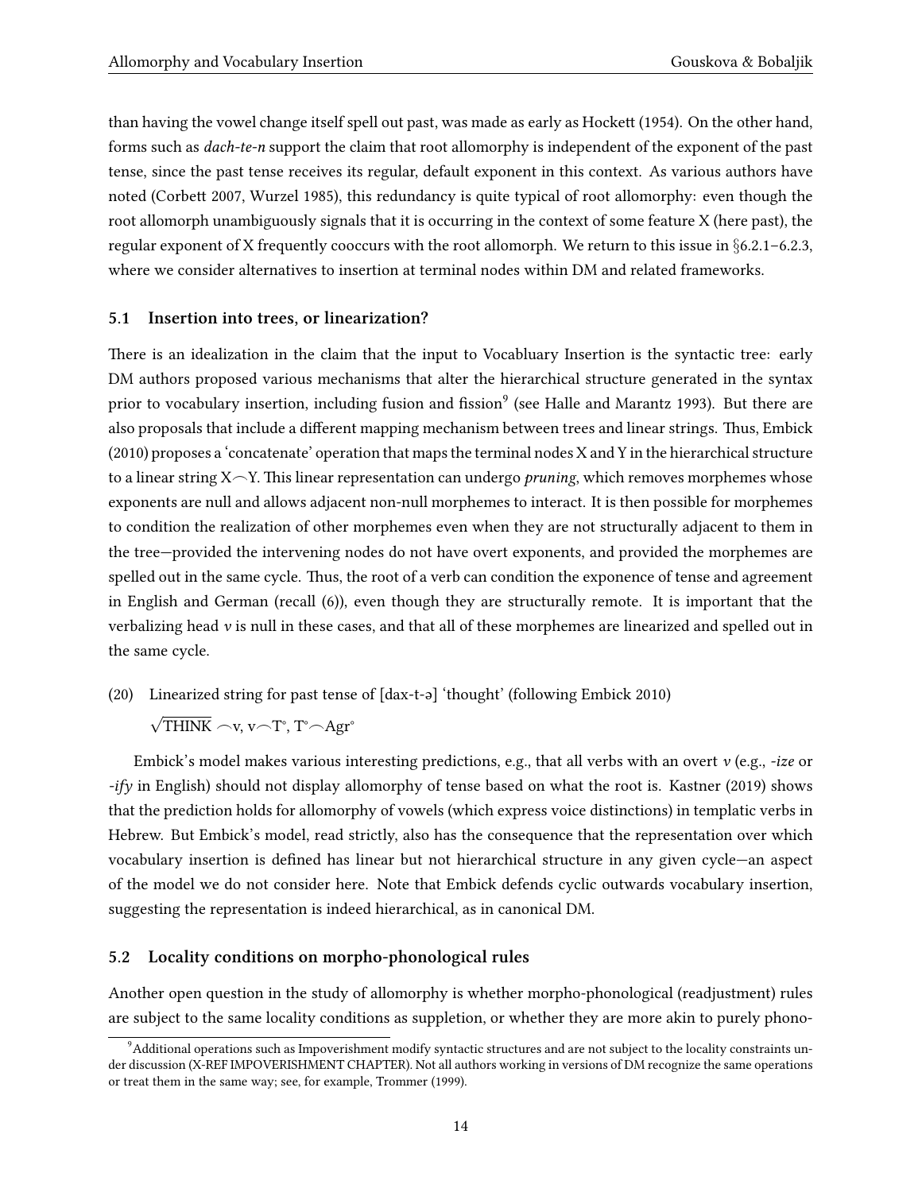than having the vowel change itself spell out past, was made as early as Hockett (1954). On the other hand, forms such as *dach-te-n* support the claim that root allomorphy is independent of the exponent of the past tense, since the past tense receives its regular, default exponent in this context. As various authors have noted (Corbett 2007, Wurzel 1985), this redundancy is quite typical of root allomorphy: even though the root allomorph unambiguously signals that it is occurring in the context of some feature X (here past), the regular exponent of X frequently cooccurs with the root allomorph. We return to this issue in §6.2.1–6.2.3, where we consider alternatives to insertion at terminal nodes within DM and related frameworks.

### 5.1 Insertion into trees, or linearization?

There is an idealization in the claim that the input to Vocabluary Insertion is the syntactic tree: early DM authors proposed various mechanisms that alter the hierarchical structure generated in the syntax prior to vocabulary insertion, including fusion and fission[9] (see Halle and Marantz 1993). But there are also proposals that include a different mapping mechanism between trees and linear strings. Thus, Embick (2010) proposes a 'concatenate' operation that maps the terminal nodes X and Y in the hierarchical structure to a linear string X⁀Y. This linear representation can undergo *pruning*, which removes morphemes whose exponents are null and allows adjacent non-null morphemes to interact. It is then possible for morphemes to condition the realization of other morphemes even when they are not structurally adjacent to them in the tree—provided the intervening nodes do not have overt exponents, and provided the morphemes are spelled out in the same cycle. Thus, the root of a verb can condition the exponence of tense and agreement in English and German (recall (6)), even though they are structurally remote. It is important that the verbalizing head *v* is null in these cases, and that all of these morphemes are linearized and spelled out in the same cycle.

(20) Linearized string for past tense of [dax-t-ə] 'thought' (following Embick 2010)

$\sqrt{\text{THINK}}$ ⁀v, v⁀T°, T°⁀Agr°

Embick's model makes various interesting predictions, e.g., that all verbs with an overt *v* (e.g., *-ize* or *-ify* in English) should not display allomorphy of tense based on what the root is. Kastner (2019) shows that the prediction holds for allomorphy of vowels (which express voice distinctions) in templatic verbs in Hebrew. But Embick's model, read strictly, also has the consequence that the representation over which vocabulary insertion is defined has linear but not hierarchical structure in any given cycle—an aspect of the model we do not consider here. Note that Embick defends cyclic outwards vocabulary insertion, suggesting the representation is indeed hierarchical, as in canonical DM.

### 5.2 Locality conditions on morpho-phonological rules

Another open question in the study of allomorphy is whether morpho-phonological (readjustment) rules are subject to the same locality conditions as suppletion, or whether they are more akin to purely phono-

[9] Additional operations such as Impoverishment modify syntactic structures and are not subject to the locality constraints under discussion (X-REF IMPOVERISHMENT CHAPTER). Not all authors working in versions of DM recognize the same operations or treat them in the same way; see, for example, Trommer (1999).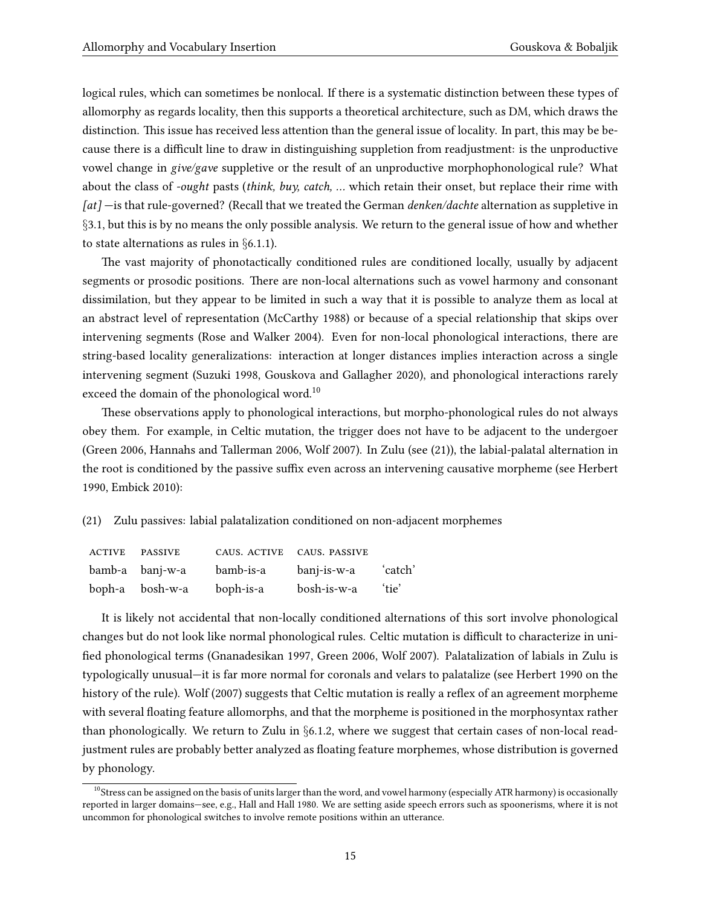logical rules, which can sometimes be nonlocal. If there is a systematic distinction between these types of allomorphy as regards locality, then this supports a theoretical architecture, such as DM, which draws the distinction. This issue has received less attention than the general issue of locality. In part, this may be because there is a difficult line to draw in distinguishing suppletion from readjustment: is the unproductive vowel change in *give/gave* suppletive or the result of an unproductive morphophonological rule? What about the class of *-ought* pasts (*think, buy, catch, …* which retain their onset, but replace their rime with *[at]* —is that rule-governed? (Recall that we treated the German *denken/dachte* alternation as suppletive in §3.1, but this is by no means the only possible analysis. We return to the general issue of how and whether to state alternations as rules in §6.1.1).

The vast majority of phonotactically conditioned rules are conditioned locally, usually by adjacent segments or prosodic positions. There are non-local alternations such as vowel harmony and consonant dissimilation, but they appear to be limited in such a way that it is possible to analyze them as local at an abstract level of representation (McCarthy 1988) or because of a special relationship that skips over intervening segments (Rose and Walker 2004). Even for non-local phonological interactions, there are string-based locality generalizations: interaction at longer distances implies interaction across a single intervening segment (Suzuki 1998, Gouskova and Gallagher 2020), and phonological interactions rarely exceed the domain of the phonological word.[10]

These observations apply to phonological interactions, but morpho-phonological rules do not always obey them. For example, in Celtic mutation, the trigger does not have to be adjacent to the undergoer (Green 2006, Hannahs and Tallerman 2006, Wolf 2007). In Zulu (see (21)), the labial-palatal alternation in the root is conditioned by the passive suffix even across an intervening causative morpheme (see Herbert 1990, Embick 2010):

(21) Zulu passives: labial palatalization conditioned on non-adjacent morphemes

| ACTIVE | PASSIVE | CAUS. ACTIVE | CAUS. PASSIVE | |
|---|---|---|---|---|
| bamb-a | banj-w-a | bamb-is-a | banj-is-w-a | 'catch' |
| boph-a | bosh-w-a | boph-is-a | bosh-is-w-a | 'tie' |

It is likely not accidental that non-locally conditioned alternations of this sort involve phonological changes but do not look like normal phonological rules. Celtic mutation is difficult to characterize in unified phonological terms (Gnanadesikan 1997, Green 2006, Wolf 2007). Palatalization of labials in Zulu is typologically unusual—it is far more normal for coronals and velars to palatalize (see Herbert 1990 on the history of the rule). Wolf (2007) suggests that Celtic mutation is really a reflex of an agreement morpheme with several floating feature allomorphs, and that the morpheme is positioned in the morphosyntax rather than phonologically. We return to Zulu in §6.1.2, where we suggest that certain cases of non-local readjustment rules are probably better analyzed as floating feature morphemes, whose distribution is governed by phonology.

[10] Stress can be assigned on the basis of units larger than the word, and vowel harmony (especially ATR harmony) is occasionally reported in larger domains—see, e.g., Hall and Hall 1980. We are setting aside speech errors such as spoonerisms, where it is not uncommon for phonological switches to involve remote positions within an utterance.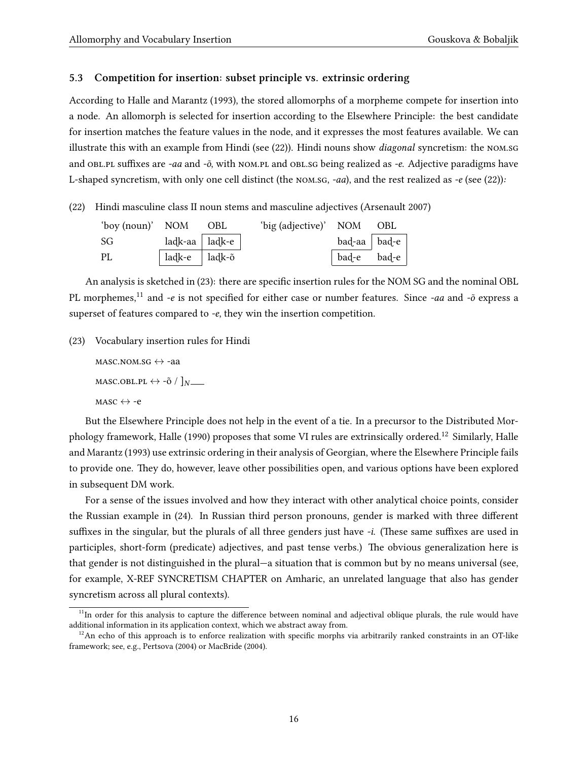### 5.3 Competition for insertion: subset principle vs. extrinsic ordering

According to Halle and Marantz (1993), the stored allomorphs of a morpheme compete for insertion into a node. An allomorph is selected for insertion according to the Elsewhere Principle: the best candidate for insertion matches the feature values in the node, and it expresses the most features available. We can illustrate this with an example from Hindi (see (22)). Hindi nouns show *diagonal* syncretism: the NOM.SG and OBL.PL suffixes are *-aa* and *-õ*, with NOM.PL and OBL.SG being realized as *-e*. Adjective paradigms have L-shaped syncretism, with only one cell distinct (the NOM.SG, *-aa*), and the rest realized as *-e* (see (22))*:*

(22) Hindi masculine class II noun stems and masculine adjectives (Arsenault 2007)

| 'boy (noun)' | NOM | OBL | 'big (adjective)' | NOM | OBL |
|---|---|---|---|---|---|
| SG | laḍk-aa | laḍk-e | | baḍ-aa | baḍ-e |
| PL | laḍk-e | laḍk-õ | | baḍ-e | baḍ-e |

An analysis is sketched in (23): there are specific insertion rules for the NOM SG and the nominal OBL PL morphemes,[11] and *-e* is not specified for either case or number features. Since *-aa* and *-õ* express a superset of features compared to *-e*, they win the insertion competition.

(23) Vocabulary insertion rules for Hindi

MASC.NOM.SG ↔ -aa

MASC.OBL.PL ↔ -õ / $]_N$___

MASC ↔ -e

But the Elsewhere Principle does not help in the event of a tie. In a precursor to the Distributed Morphology framework, Halle (1990) proposes that some VI rules are extrinsically ordered.[12] Similarly, Halle and Marantz (1993) use extrinsic ordering in their analysis of Georgian, where the Elsewhere Principle fails to provide one. They do, however, leave other possibilities open, and various options have been explored in subsequent DM work.

For a sense of the issues involved and how they interact with other analytical choice points, consider the Russian example in (24). In Russian third person pronouns, gender is marked with three different suffixes in the singular, but the plurals of all three genders just have *-i*. (These same suffixes are used in participles, short-form (predicate) adjectives, and past tense verbs.) The obvious generalization here is that gender is not distinguished in the plural—a situation that is common but by no means universal (see, for example, X-REF SYNCRETISM CHAPTER on Amharic, an unrelated language that also has gender syncretism across all plural contexts).

[11] In order for this analysis to capture the difference between nominal and adjectival oblique plurals, the rule would have additional information in its application context, which we abstract away from.

[12] An echo of this approach is to enforce realization with specific morphs via arbitrarily ranked constraints in an OT-like framework; see, e.g., Pertsova (2004) or MacBride (2004).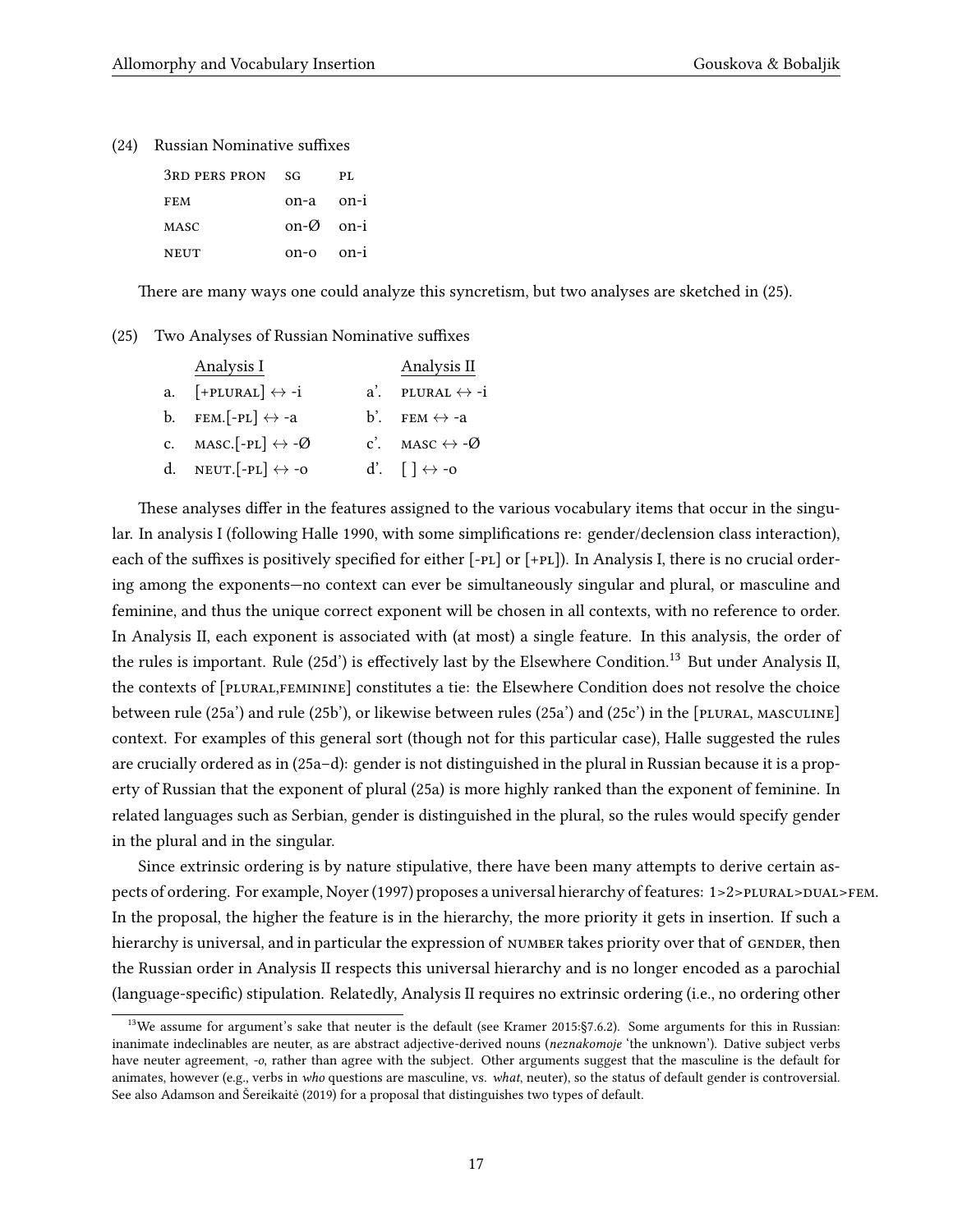(24) Russian Nominative suffixes

| 3RD PERS PRON | SG | PL |
|---|---|---|
| FEM | on-a | on-i |
| MASC | on-Ø | on-i |
| NEUT | on-o | on-i |

There are many ways one could analyze this syncretism, but two analyses are sketched in (25).

(25) Two Analyses of Russian Nominative suffixes

| | Analysis I | | Analysis II |
|---|---|---|---|
| a. | [+PLURAL] ↔ -i | a'. | PLURAL ↔ -i |
| b. | FEM.[-PL] ↔ -a | b'. | FEM ↔ -a |
| c. | MASC.[-PL] ↔ -Ø | c'. | MASC ↔ -Ø |
| d. | NEUT.[-PL] ↔ -o | d'. | [ ] ↔ -o |

These analyses differ in the features assigned to the various vocabulary items that occur in the singular. In analysis I (following Halle 1990, with some simplifications re: gender/declension class interaction), each of the suffixes is positively specified for either [-PL] or [+PL]). In Analysis I, there is no crucial ordering among the exponents—no context can ever be simultaneously singular and plural, or masculine and feminine, and thus the unique correct exponent will be chosen in all contexts, with no reference to order. In Analysis II, each exponent is associated with (at most) a single feature. In this analysis, the order of the rules is important. Rule (25d') is effectively last by the Elsewhere Condition.[13] But under Analysis II, the contexts of [PLURAL,FEMININE] constitutes a tie: the Elsewhere Condition does not resolve the choice between rule (25a') and rule (25b'), or likewise between rules (25a') and (25c') in the [PLURAL, MASCULINE] context. For examples of this general sort (though not for this particular case), Halle suggested the rules are crucially ordered as in (25a–d): gender is not distinguished in the plural in Russian because it is a property of Russian that the exponent of plural (25a) is more highly ranked than the exponent of feminine. In related languages such as Serbian, gender is distinguished in the plural, so the rules would specify gender in the plural and in the singular.

Since extrinsic ordering is by nature stipulative, there have been many attempts to derive certain aspects of ordering. For example, Noyer (1997) proposes a universal hierarchy of features: 1>2>PLURAL>DUAL>FEM. In the proposal, the higher the feature is in the hierarchy, the more priority it gets in insertion. If such a hierarchy is universal, and in particular the expression of NUMBER takes priority over that of GENDER, then the Russian order in Analysis II respects this universal hierarchy and is no longer encoded as a parochial (language-specific) stipulation. Relatedly, Analysis II requires no extrinsic ordering (i.e., no ordering other

[13] We assume for argument's sake that neuter is the default (see Kramer 2015:§7.6.2). Some arguments for this in Russian: inanimate indeclinables are neuter, as are abstract adjective-derived nouns (*neznakomoje* 'the unknown'). Dative subject verbs have neuter agreement, *-o*, rather than agree with the subject. Other arguments suggest that the masculine is the default for animates, however (e.g., verbs in *who* questions are masculine, vs. *what*, neuter), so the status of default gender is controversial. See also Adamson and Šereikaitė (2019) for a proposal that distinguishes two types of default.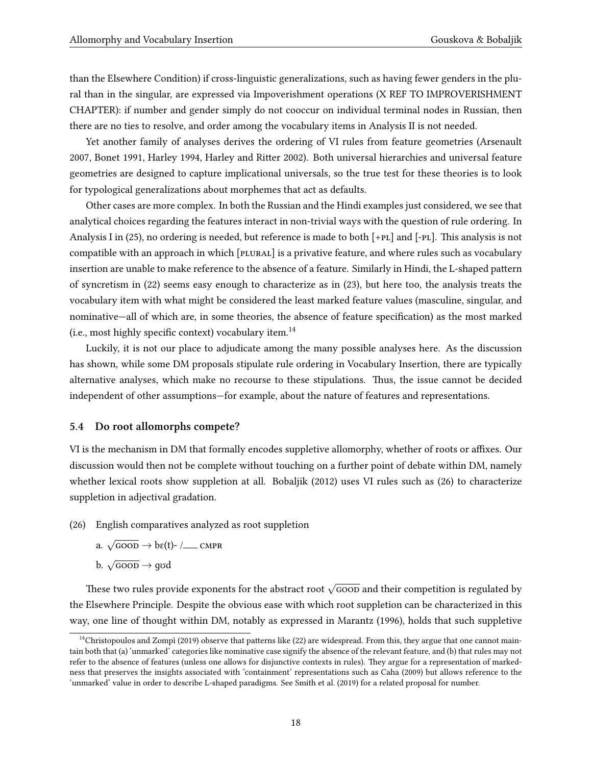than the Elsewhere Condition) if cross-linguistic generalizations, such as having fewer genders in the plural than in the singular, are expressed via Impoverishment operations (X REF TO IMPROVERISHMENT CHAPTER): if number and gender simply do not cooccur on individual terminal nodes in Russian, then there are no ties to resolve, and order among the vocabulary items in Analysis II is not needed.

Yet another family of analyses derives the ordering of VI rules from feature geometries (Arsenault 2007, Bonet 1991, Harley 1994, Harley and Ritter 2002). Both universal hierarchies and universal feature geometries are designed to capture implicational universals, so the true test for these theories is to look for typological generalizations about morphemes that act as defaults.

Other cases are more complex. In both the Russian and the Hindi examples just considered, we see that analytical choices regarding the features interact in non-trivial ways with the question of rule ordering. In Analysis I in (25), no ordering is needed, but reference is made to both [+PL] and [-PL]. This analysis is not compatible with an approach in which [PLURAL] is a privative feature, and where rules such as vocabulary insertion are unable to make reference to the absence of a feature. Similarly in Hindi, the L-shaped pattern of syncretism in (22) seems easy enough to characterize as in (23), but here too, the analysis treats the vocabulary item with what might be considered the least marked feature values (masculine, singular, and nominative—all of which are, in some theories, the absence of feature specification) as the most marked (i.e., most highly specific context) vocabulary item.[14]

Luckily, it is not our place to adjudicate among the many possible analyses here. As the discussion has shown, while some DM proposals stipulate rule ordering in Vocabulary Insertion, there are typically alternative analyses, which make no recourse to these stipulations. Thus, the issue cannot be decided independent of other assumptions—for example, about the nature of features and representations.

### 5.4 Do root allomorphs compete?

VI is the mechanism in DM that formally encodes suppletive allomorphy, whether of roots or affixes. Our discussion would then not be complete without touching on a further point of debate within DM, namely whether lexical roots show suppletion at all. Bobaljik (2012) uses VI rules such as (26) to characterize suppletion in adjectival gradation.

(26) English comparatives analyzed as root suppletion

a. $\sqrt{\text{GOOD}}$ → bɛ(t)- /___ CMPR

b. $\sqrt{\text{GOOD}}$ → gʊd

These two rules provide exponents for the abstract root $\sqrt{\text{GOOD}}$ and their competition is regulated by the Elsewhere Principle. Despite the obvious ease with which root suppletion can be characterized in this way, one line of thought within DM, notably as expressed in Marantz (1996), holds that such suppletive

[14] Christopoulos and Zompì (2019) observe that patterns like (22) are widespread. From this, they argue that one cannot maintain both that (a) 'unmarked' categories like nominative case signify the absence of the relevant feature, and (b) that rules may not refer to the absence of features (unless one allows for disjunctive contexts in rules). They argue for a representation of markedness that preserves the insights associated with 'containment' representations such as Caha (2009) but allows reference to the 'unmarked' value in order to describe L-shaped paradigms. See Smith et al. (2019) for a related proposal for number.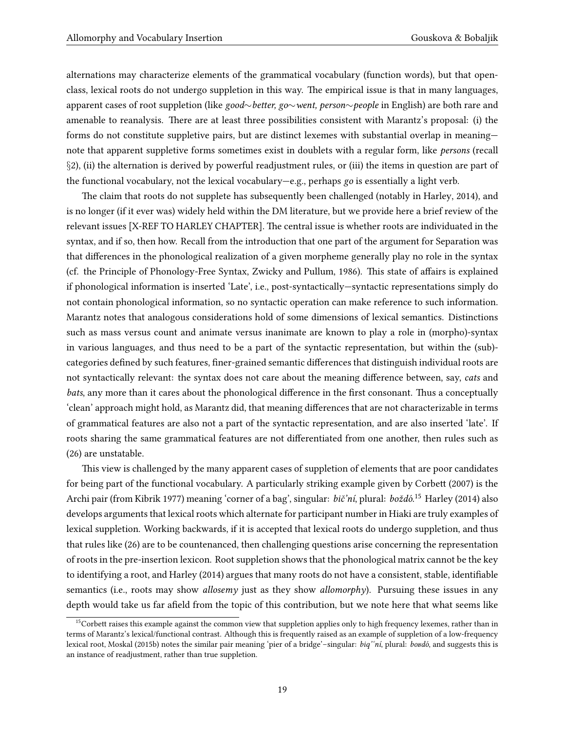alternations may characterize elements of the grammatical vocabulary (function words), but that open-class, lexical roots do not undergo suppletion in this way. The empirical issue is that in many languages, apparent cases of root suppletion (like *good∼better, go∼went, person∼people* in English) are both rare and amenable to reanalysis. There are at least three possibilities consistent with Marantz's proposal: (i) the forms do not constitute suppletive pairs, but are distinct lexemes with substantial overlap in meaning—note that apparent suppletive forms sometimes exist in doublets with a regular form, like *persons* (recall §2), (ii) the alternation is derived by powerful readjustment rules, or (iii) the items in question are part of the functional vocabulary, not the lexical vocabulary—e.g., perhaps *go* is essentially a light verb.

The claim that roots do not supplete has subsequently been challenged (notably in Harley, 2014), and is no longer (if it ever was) widely held within the DM literature, but we provide here a brief review of the relevant issues [X-REF TO HARLEY CHAPTER]. The central issue is whether roots are individuated in the syntax, and if so, then how. Recall from the introduction that one part of the argument for Separation was that differences in the phonological realization of a given morpheme generally play no role in the syntax (cf. the Principle of Phonology-Free Syntax, Zwicky and Pullum, 1986). This state of affairs is explained if phonological information is inserted 'Late', i.e., post-syntactically—syntactic representations simply do not contain phonological information, so no syntactic operation can make reference to such information. Marantz notes that analogous considerations hold of some dimensions of lexical semantics. Distinctions such as mass versus count and animate versus inanimate are known to play a role in (morpho)-syntax in various languages, and thus need to be a part of the syntactic representation, but within the (sub)-categories defined by such features, finer-grained semantic differences that distinguish individual roots are not syntactically relevant: the syntax does not care about the meaning difference between, say, *cats* and *bats*, any more than it cares about the phonological difference in the first consonant. Thus a conceptually 'clean' approach might hold, as Marantz did, that meaning differences that are not characterizable in terms of grammatical features are also not a part of the syntactic representation, and are also inserted 'late'. If roots sharing the same grammatical features are not differentiated from one another, then rules such as (26) are unstatable.

This view is challenged by the many apparent cases of suppletion of elements that are poor candidates for being part of the functional vocabulary. A particularly striking example given by Corbett (2007) is the Archi pair (from Kibrik 1977) meaning 'corner of a bag', singular: *bič'ní*, plural: *boždó*.[15] Harley (2014) also develops arguments that lexical roots which alternate for participant number in Hiaki are truly examples of lexical suppletion. Working backwards, if it is accepted that lexical roots do undergo suppletion, and thus that rules like (26) are to be countenanced, then challenging questions arise concerning the representation of roots in the pre-insertion lexicon. Root suppletion shows that the phonological matrix cannot be the key to identifying a root, and Harley (2014) argues that many roots do not have a consistent, stable, identifiable semantics (i.e., roots may show *allosemy* just as they show *allomorphy*). Pursuing these issues in any depth would take us far afield from the topic of this contribution, but we note here that what seems like

[15] Corbett raises this example against the common view that suppletion applies only to high frequency lexemes, rather than in terms of Marantz's lexical/functional contrast. Although this is frequently raised as an example of suppletion of a low-frequency lexical root, Moskal (2015b) notes the similar pair meaning 'pier of a bridge'–singular: *biqˤ'ní*, plural: *boʁdó*, and suggests this is an instance of readjustment, rather than true suppletion.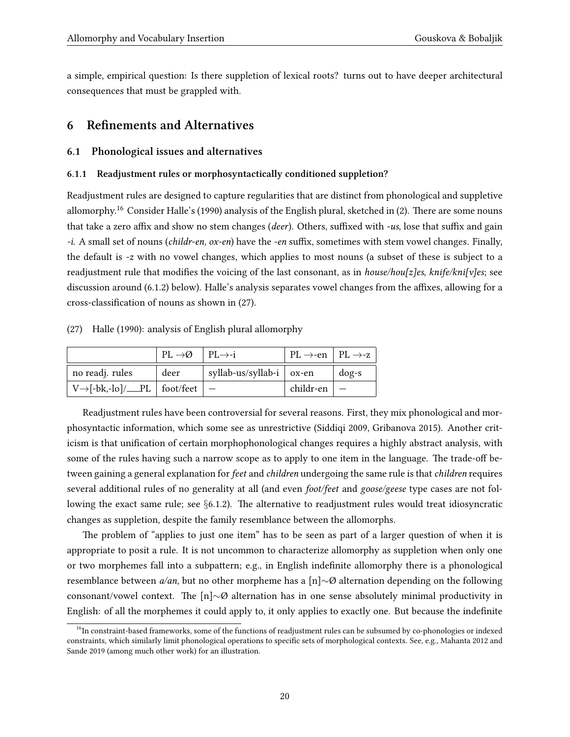a simple, empirical question: Is there suppletion of lexical roots? turns out to have deeper architectural consequences that must be grappled with.

## 6 Refinements and Alternatives

### 6.1 Phonological issues and alternatives

#### 6.1.1 Readjustment rules or morphosyntactically conditioned suppletion?

Readjustment rules are designed to capture regularities that are distinct from phonological and suppletive allomorphy.[16] Consider Halle's (1990) analysis of the English plural, sketched in (2). There are some nouns that take a zero affix and show no stem changes (*deer*). Others, suffixed with *-us*, lose that suffix and gain *-i*. A small set of nouns (*childr-en, ox-en*) have the *-en* suffix, sometimes with stem vowel changes. Finally, the default is *-z* with no vowel changes, which applies to most nouns (a subset of these is subject to a readjustment rule that modifies the voicing of the last consonant, as in *house/hou[z]es*, *knife/kni[v]es*; see discussion around (6.1.2) below). Halle's analysis separates vowel changes from the affixes, allowing for a cross-classification of nouns as shown in (27).

(27) Halle (1990): analysis of English plural allomorphy

| | PL →Ø | PL→-i | PL →-en | PL →-z |
|---|---|---|---|---|
| no readj. rules | deer | syllab-us/syllab-i | ox-en | dog-s |
| V→[-bk,-lo]/\_\_PL | foot/feet | — | childr-en | — |

Readjustment rules have been controversial for several reasons. First, they mix phonological and morphosyntactic information, which some see as unrestrictive (Siddiqi 2009, Gribanova 2015). Another criticism is that unification of certain morphophonological changes requires a highly abstract analysis, with some of the rules having such a narrow scope as to apply to one item in the language. The trade-off between gaining a general explanation for *feet* and *children* undergoing the same rule is that *children* requires several additional rules of no generality at all (and even *foot/feet* and *goose/geese* type cases are not following the exact same rule; see §6.1.2). The alternative to readjustment rules would treat idiosyncratic changes as suppletion, despite the family resemblance between the allomorphs.

The problem of "applies to just one item" has to be seen as part of a larger question of when it is appropriate to posit a rule. It is not uncommon to characterize allomorphy as suppletion when only one or two morphemes fall into a subpattern; e.g., in English indefinite allomorphy there is a phonological resemblance between *a/an*, but no other morpheme has a [n]∼Ø alternation depending on the following consonant/vowel context. The [n]∼Ø alternation has in one sense absolutely minimal productivity in English: of all the morphemes it could apply to, it only applies to exactly one. But because the indefinite

[16] In constraint-based frameworks, some of the functions of readjustment rules can be subsumed by co-phonologies or indexed constraints, which similarly limit phonological operations to specific sets of morphological contexts. See, e.g., Mahanta 2012 and Sande 2019 (among much other work) for an illustration.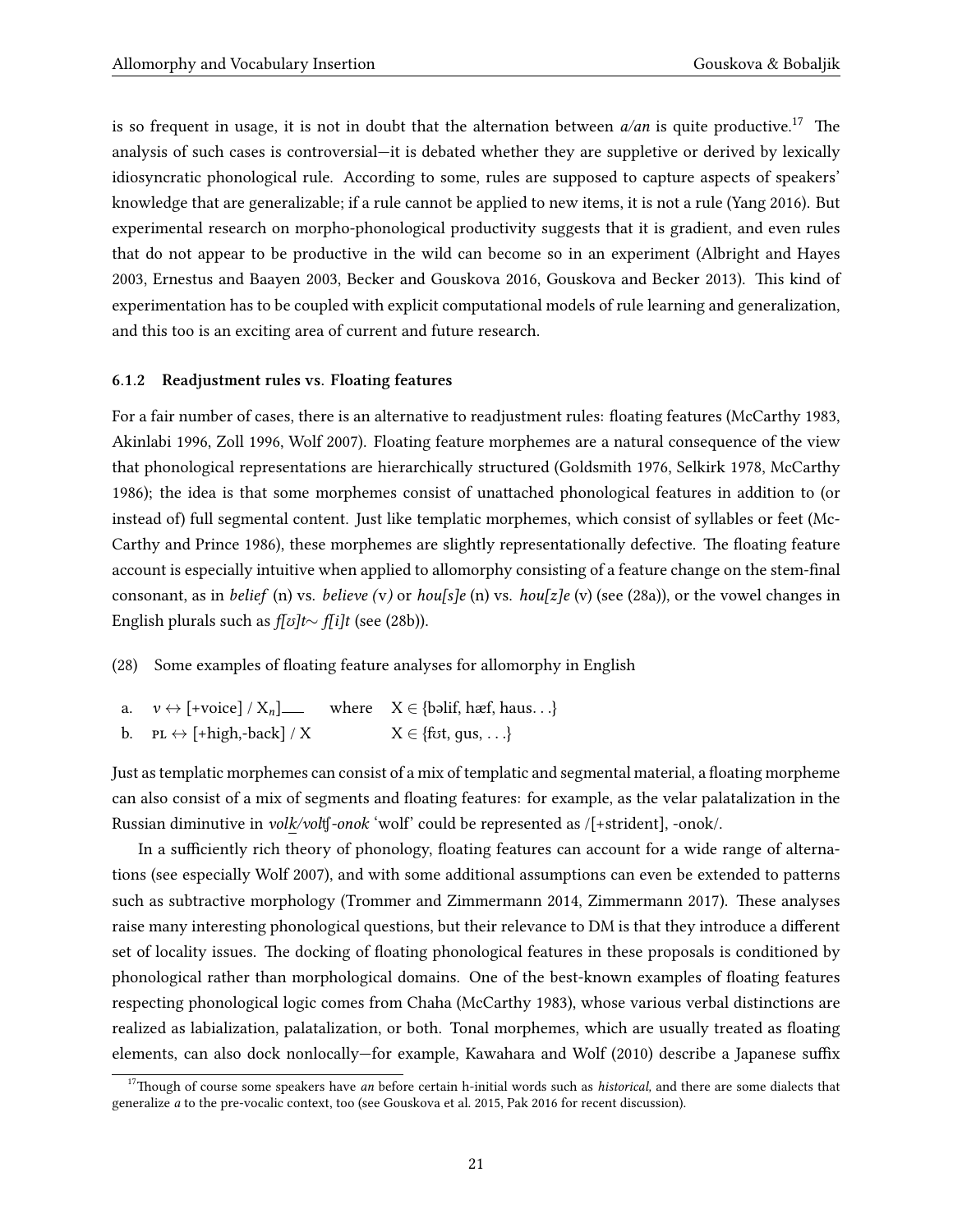is so frequent in usage, it is not in doubt that the alternation between *a/an* is quite productive.[17] The analysis of such cases is controversial—it is debated whether they are suppletive or derived by lexically idiosyncratic phonological rule. According to some, rules are supposed to capture aspects of speakers' knowledge that are generalizable; if a rule cannot be applied to new items, it is not a rule (Yang 2016). But experimental research on morpho-phonological productivity suggests that it is gradient, and even rules that do not appear to be productive in the wild can become so in an experiment (Albright and Hayes 2003, Ernestus and Baayen 2003, Becker and Gouskova 2016, Gouskova and Becker 2013). This kind of experimentation has to be coupled with explicit computational models of rule learning and generalization, and this too is an exciting area of current and future research.

### 6.1.2 Readjustment rules vs. Floating features

For a fair number of cases, there is an alternative to readjustment rules: floating features (McCarthy 1983, Akinlabi 1996, Zoll 1996, Wolf 2007). Floating feature morphemes are a natural consequence of the view that phonological representations are hierarchically structured (Goldsmith 1976, Selkirk 1978, McCarthy 1986); the idea is that some morphemes consist of unattached phonological features in addition to (or instead of) full segmental content. Just like templatic morphemes, which consist of syllables or feet (McCarthy and Prince 1986), these morphemes are slightly representationally defective. The floating feature account is especially intuitive when applied to allomorphy consisting of a feature change on the stem-final consonant, as in *belief* (n) vs. *believe (*v*)* or *hou[s]e* (n) vs. *hou[z]e* (v) (see (28a)), or the vowel changes in English plurals such as *f[ʊ]t*∼ *f[i]t* (see (28b)).

(28) Some examples of floating feature analyses for allomorphy in English

a. $v \leftrightarrow$ [+voice] / $\mathrm{X}_n$]___ where $\mathrm{X} \in$ {bəlif, hæf, haus. . .}

b. PL $\leftrightarrow$ [+high,-back] / X $\qquad$ $\mathrm{X} \in$ {fʊt, gus, . . .}

Just as templatic morphemes can consist of a mix of templatic and segmental material, a floating morpheme can also consist of a mix of segments and floating features: for example, as the velar palatalization in the Russian diminutive in *vol<u>k</u>/voltʃ-onok* 'wolf' could be represented as /[+strident], -onok/.

In a sufficiently rich theory of phonology, floating features can account for a wide range of alternations (see especially Wolf 2007), and with some additional assumptions can even be extended to patterns such as subtractive morphology (Trommer and Zimmermann 2014, Zimmermann 2017). These analyses raise many interesting phonological questions, but their relevance to DM is that they introduce a different set of locality issues. The docking of floating phonological features in these proposals is conditioned by phonological rather than morphological domains. One of the best-known examples of floating features respecting phonological logic comes from Chaha (McCarthy 1983), whose various verbal distinctions are realized as labialization, palatalization, or both. Tonal morphemes, which are usually treated as floating elements, can also dock nonlocally—for example, Kawahara and Wolf (2010) describe a Japanese suffix

[17] Though of course some speakers have *an* before certain h-initial words such as *historical,* and there are some dialects that generalize *a* to the pre-vocalic context, too (see Gouskova et al. 2015, Pak 2016 for recent discussion).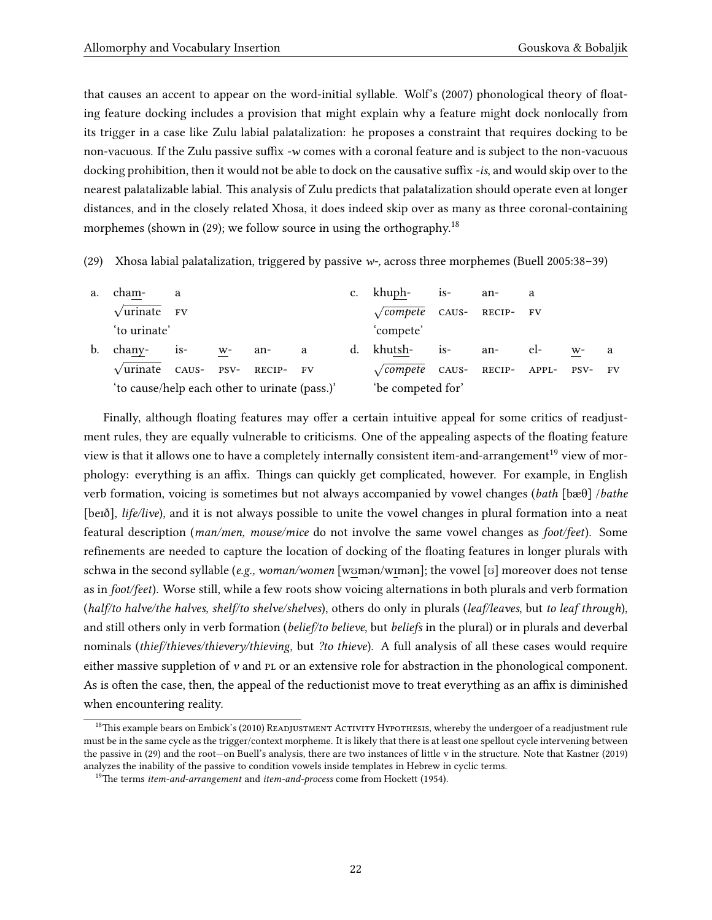that causes an accent to appear on the word-initial syllable. Wolf's (2007) phonological theory of floating feature docking includes a provision that might explain why a feature might dock nonlocally from its trigger in a case like Zulu labial palatalization: he proposes a constraint that requires docking to be non-vacuous. If the Zulu passive suffix *-w* comes with a coronal feature and is subject to the non-vacuous docking prohibition, then it would not be able to dock on the causative suffix *-is*, and would skip over to the nearest palatalizable labial. This analysis of Zulu predicts that palatalization should operate even at longer distances, and in the closely related Xhosa, it does indeed skip over as many as three coronal-containing morphemes (shown in (29); we follow source in using the orthography.[18]

(29) Xhosa labial palatalization, triggered by passive *w-*, across three morphemes (Buell 2005:38–39)

a. cha<u>m</u>- a
 √urinate FV
 'to urinate'

b. cha<u>ny</u>- is- <u>w</u>- an- a
 √urinate CAUS- PSV- RECIP- FV
 'to cause/help each other to urinate (pass.)'

c. khu<u>ph</u>- is- an- a
 √*compete* CAUS- RECIP- FV
 'compete'

d. khu<u>tsh</u>- is- an- el- <u>w</u>- a
 √*compete* CAUS- RECIP- APPL- PSV- FV
 'be competed for'

Finally, although floating features may offer a certain intuitive appeal for some critics of readjustment rules, they are equally vulnerable to criticisms. One of the appealing aspects of the floating feature view is that it allows one to have a completely internally consistent item-and-arrangement[19] view of morphology: everything is an affix. Things can quickly get complicated, however. For example, in English verb formation, voicing is sometimes but not always accompanied by vowel changes (*bath* [bæθ] /*bathe* [beɪð], *life/live*), and it is not always possible to unite the vowel changes in plural formation into a neat featural description (*man/men, mouse/mice* do not involve the same vowel changes as *foot/feet*). Some refinements are needed to capture the location of docking of the floating features in longer plurals with schwa in the second syllable (*e.g., woman/women* [w<u>ʊ</u>mən/w<u>ɪ</u>mən]; the vowel [ʊ] moreover does not tense as in *foot/feet*). Worse still, while a few roots show voicing alternations in both plurals and verb formation (*half/to halve/the halves, shelf/to shelve/shelves*), others do only in plurals (*leaf/leaves*, but *to leaf through*), and still others only in verb formation (*belief/to believe*, but *beliefs* in the plural) or in plurals and deverbal nominals (*thief/thieves/thievery/thieving*, but *?to thieve*). A full analysis of all these cases would require either massive suppletion of *v* and PL or an extensive role for abstraction in the phonological component. As is often the case, then, the appeal of the reductionist move to treat everything as an affix is diminished when encountering reality.

[18] This example bears on Embick's (2010) READJUSTMENT ACTIVITY HYPOTHESIS, whereby the undergoer of a readjustment rule must be in the same cycle as the trigger/context morpheme. It is likely that there is at least one spellout cycle intervening between the passive in (29) and the root—on Buell's analysis, there are two instances of little v in the structure. Note that Kastner (2019) analyzes the inability of the passive to condition vowels inside templates in Hebrew in cyclic terms.

[19] The terms *item-and-arrangement* and *item-and-process* come from Hockett (1954).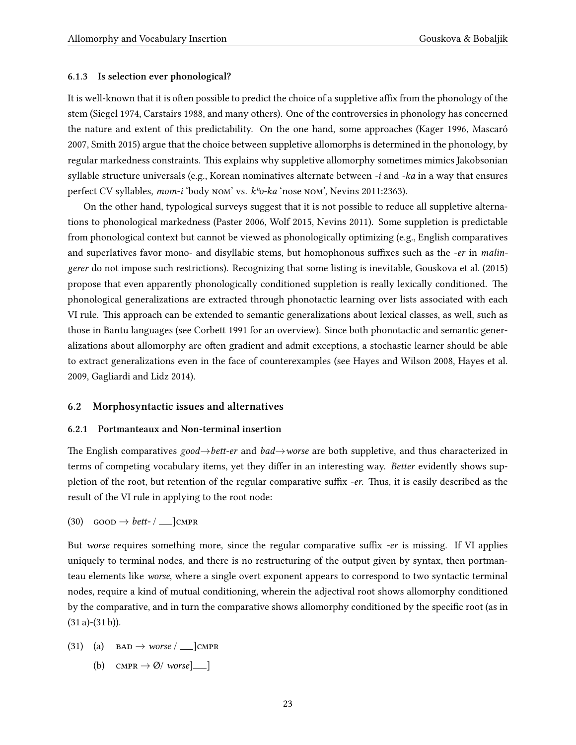#### 6.1.3 Is selection ever phonological?

It is well-known that it is often possible to predict the choice of a suppletive affix from the phonology of the stem (Siegel 1974, Carstairs 1988, and many others). One of the controversies in phonology has concerned the nature and extent of this predictability. On the one hand, some approaches (Kager 1996, Mascaró 2007, Smith 2015) argue that the choice between suppletive allomorphs is determined in the phonology, by regular markedness constraints. This explains why suppletive allomorphy sometimes mimics Jakobsonian syllable structure universals (e.g., Korean nominatives alternate between *-i* and *-ka* in a way that ensures perfect CV syllables, *mom-i* 'body NOM' vs. *kʰo-ka* 'nose NOM', Nevins 2011:2363).

On the other hand, typological surveys suggest that it is not possible to reduce all suppletive alternations to phonological markedness (Paster 2006, Wolf 2015, Nevins 2011). Some suppletion is predictable from phonological context but cannot be viewed as phonologically optimizing (e.g., English comparatives and superlatives favor mono- and disyllabic stems, but homophonous suffixes such as the *-er* in *malingerer* do not impose such restrictions). Recognizing that some listing is inevitable, Gouskova et al. (2015) propose that even apparently phonologically conditioned suppletion is really lexically conditioned. The phonological generalizations are extracted through phonotactic learning over lists associated with each VI rule. This approach can be extended to semantic generalizations about lexical classes, as well, such as those in Bantu languages (see Corbett 1991 for an overview). Since both phonotactic and semantic generalizations about allomorphy are often gradient and admit exceptions, a stochastic learner should be able to extract generalizations even in the face of counterexamples (see Hayes and Wilson 2008, Hayes et al. 2009, Gagliardi and Lidz 2014).

### 6.2 Morphosyntactic issues and alternatives

#### 6.2.1 Portmanteaux and Non-terminal insertion

The English comparatives *good→bett-er* and *bad→worse* are both suppletive, and thus characterized in terms of competing vocabulary items, yet they differ in an interesting way. *Better* evidently shows suppletion of the root, but retention of the regular comparative suffix *-er*. Thus, it is easily described as the result of the VI rule in applying to the root node:

(30) GOOD → *bett-* / \_\_\_]CMPR

But *worse* requires something more, since the regular comparative suffix *-er* is missing. If VI applies uniquely to terminal nodes, and there is no restructuring of the output given by syntax, then portmanteau elements like *worse*, where a single overt exponent appears to correspond to two syntactic terminal nodes, require a kind of mutual conditioning, wherein the adjectival root shows allomorphy conditioned by the comparative, and in turn the comparative shows allomorphy conditioned by the specific root (as in (31 a)-(31 b)).

(31) (a) BAD → *worse* / \_\_\_]CMPR

(b) CMPR → Ø/ *worse*]\_\_\_]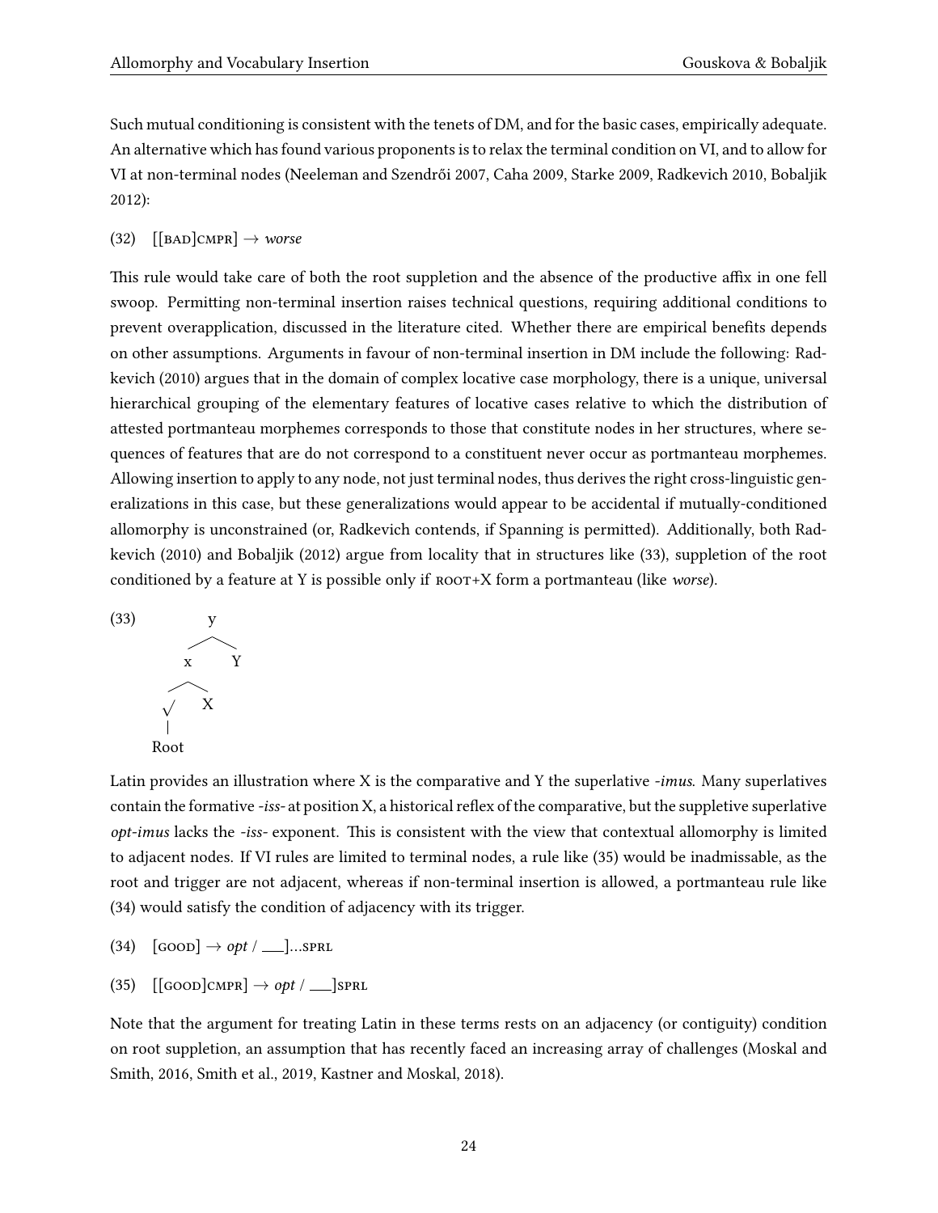Such mutual conditioning is consistent with the tenets of DM, and for the basic cases, empirically adequate. An alternative which has found various proponents is to relax the terminal condition on VI, and to allow for VI at non-terminal nodes (Neeleman and Szendrői 2007, Caha 2009, Starke 2009, Radkevich 2010, Bobaljik 2012):

(32) [[BAD]CMPR] → *worse*

This rule would take care of both the root suppletion and the absence of the productive affix in one fell swoop. Permitting non-terminal insertion raises technical questions, requiring additional conditions to prevent overapplication, discussed in the literature cited. Whether there are empirical benefits depends on other assumptions. Arguments in favour of non-terminal insertion in DM include the following: Radkevich (2010) argues that in the domain of complex locative case morphology, there is a unique, universal hierarchical grouping of the elementary features of locative cases relative to which the distribution of attested portmanteau morphemes corresponds to those that constitute nodes in her structures, where sequences of features that are do not correspond to a constituent never occur as portmanteau morphemes. Allowing insertion to apply to any node, not just terminal nodes, thus derives the right cross-linguistic generalizations in this case, but these generalizations would appear to be accidental if mutually-conditioned allomorphy is unconstrained (or, Radkevich contends, if Spanning is permitted). Additionally, both Radkevich (2010) and Bobaljik (2012) argue from locality that in structures like (33), suppletion of the root conditioned by a feature at Y is possible only if ROOT+X form a portmanteau (like *worse*).

(33)

```
            y
          /   \
         x     Y
        / \
       √   X
       |
      Root
```

Latin provides an illustration where X is the comparative and Y the superlative *-imus*. Many superlatives contain the formative *-iss-* at position X, a historical reflex of the comparative, but the suppletive superlative *opt-imus* lacks the *-iss-* exponent. This is consistent with the view that contextual allomorphy is limited to adjacent nodes. If VI rules are limited to terminal nodes, a rule like (35) would be inadmissable, as the root and trigger are not adjacent, whereas if non-terminal insertion is allowed, a portmanteau rule like (34) would satisfy the condition of adjacency with its trigger.

(34) [GOOD] → *opt* / ___]...SPRL

(35) [[GOOD]CMPR] → *opt* / ___]SPRL

Note that the argument for treating Latin in these terms rests on an adjacency (or contiguity) condition on root suppletion, an assumption that has recently faced an increasing array of challenges (Moskal and Smith, 2016, Smith et al., 2019, Kastner and Moskal, 2018).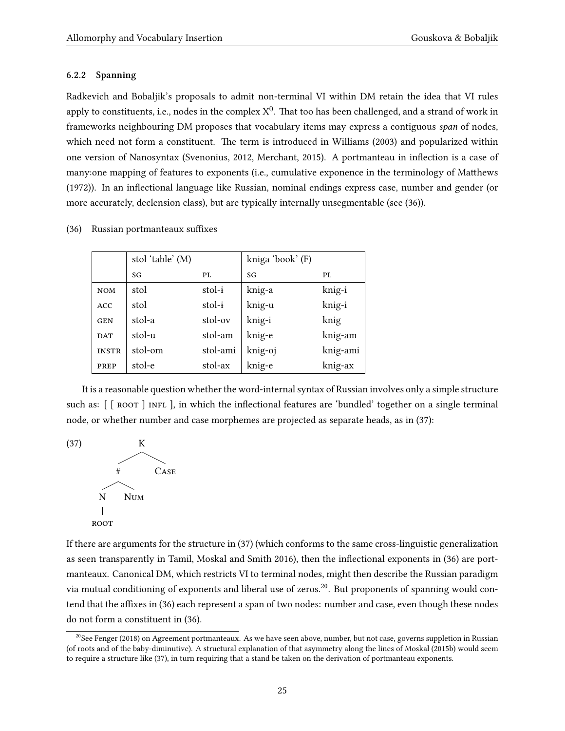#### 6.2.2 Spanning

Radkevich and Bobaljik's proposals to admit non-terminal VI within DM retain the idea that VI rules apply to constituents, i.e., nodes in the complex $X^0$. That too has been challenged, and a strand of work in frameworks neighbouring DM proposes that vocabulary items may express a contiguous *span* of nodes, which need not form a constituent. The term is introduced in Williams (2003) and popularized within one version of Nanosyntax (Svenonius, 2012, Merchant, 2015). A portmanteau in inflection is a case of many:one mapping of features to exponents (i.e., cumulative exponence in the terminology of Matthews (1972)). In an inflectional language like Russian, nominal endings express case, number and gender (or more accurately, declension class), but are typically internally unsegmentable (see (36)).

(36) Russian portmanteaux suffixes

| | stol 'table' (M) | | kniga 'book' (F) | |
|---|---|---|---|---|
| | SG | PL | SG | PL |
| NOM | stol | stol-ɨ | knig-a | knig-i |
| ACC | stol | stol-ɨ | knig-u | knig-i |
| GEN | stol-a | stol-ov | knig-i | knig |
| DAT | stol-u | stol-am | knig-e | knig-am |
| INSTR | stol-om | stol-ami | knig-oj | knig-ami |
| PREP | stol-e | stol-ax | knig-e | knig-ax |

It is a reasonable question whether the word-internal syntax of Russian involves only a simple structure such as: [ [ ROOT ] INFL ], in which the inflectional features are 'bundled' together on a single terminal node, or whether number and case morphemes are projected as separate heads, as in (37):

(37) [K [# [N ROOT] NUM] CASE]

If there are arguments for the structure in (37) (which conforms to the same cross-linguistic generalization as seen transparently in Tamil, Moskal and Smith 2016), then the inflectional exponents in (36) are portmanteaux. Canonical DM, which restricts VI to terminal nodes, might then describe the Russian paradigm via mutual conditioning of exponents and liberal use of zeros.[20]. But proponents of spanning would contend that the affixes in (36) each represent a span of two nodes: number and case, even though these nodes do not form a constituent in (36).

[20] See Fenger (2018) on Agreement portmanteaux. As we have seen above, number, but not case, governs suppletion in Russian (of roots and of the baby-diminutive). A structural explanation of that asymmetry along the lines of Moskal (2015b) would seem to require a structure like (37), in turn requiring that a stand be taken on the derivation of portmanteau exponents.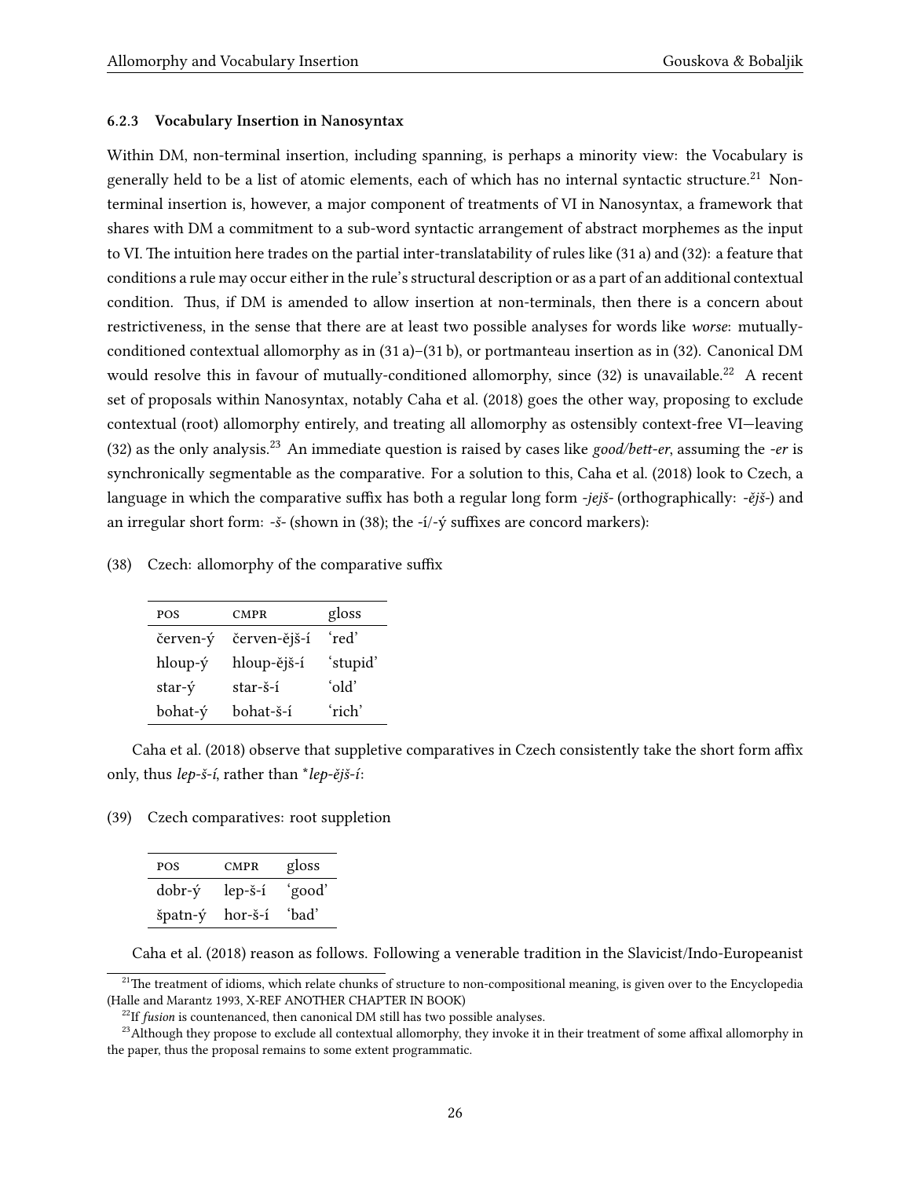### 6.2.3 Vocabulary Insertion in Nanosyntax

Within DM, non-terminal insertion, including spanning, is perhaps a minority view: the Vocabulary is generally held to be a list of atomic elements, each of which has no internal syntactic structure.[21] Non-terminal insertion is, however, a major component of treatments of VI in Nanosyntax, a framework that shares with DM a commitment to a sub-word syntactic arrangement of abstract morphemes as the input to VI. The intuition here trades on the partial inter-translatability of rules like (31 a) and (32): a feature that conditions a rule may occur either in the rule's structural description or as a part of an additional contextual condition. Thus, if DM is amended to allow insertion at non-terminals, then there is a concern about restrictiveness, in the sense that there are at least two possible analyses for words like *worse*: mutually-conditioned contextual allomorphy as in (31 a)–(31 b), or portmanteau insertion as in (32). Canonical DM would resolve this in favour of mutually-conditioned allomorphy, since (32) is unavailable.[22] A recent set of proposals within Nanosyntax, notably Caha et al. (2018) goes the other way, proposing to exclude contextual (root) allomorphy entirely, and treating all allomorphy as ostensibly context-free VI—leaving (32) as the only analysis.[23] An immediate question is raised by cases like *good/bett-er*, assuming the *-er* is synchronically segmentable as the comparative. For a solution to this, Caha et al. (2018) look to Czech, a language in which the comparative suffix has both a regular long form *-jejš-* (orthographically: *-ějš-*) and an irregular short form: *-š-* (shown in (38); the -í/-ý suffixes are concord markers):

(38) Czech: allomorphy of the comparative suffix

| POS | CMPR | gloss |
|---|---|---|
| červen-ý | červen-ějš-í | 'red' |
| hloup-ý | hloup-ějš-í | 'stupid' |
| star-ý | star-š-í | 'old' |
| bohat-ý | bohat-š-í | 'rich' |

Caha et al. (2018) observe that suppletive comparatives in Czech consistently take the short form affix only, thus *lep-š-í*, rather than \**lep-ějš-í*:

(39) Czech comparatives: root suppletion

| POS | CMPR | gloss |
|---|---|---|
| dobr-ý | lep-š-í | 'good' |
| špatn-ý | hor-š-í | 'bad' |

Caha et al. (2018) reason as follows. Following a venerable tradition in the Slavicist/Indo-Europeanist

[21] The treatment of idioms, which relate chunks of structure to non-compositional meaning, is given over to the Encyclopedia (Halle and Marantz 1993, X-REF ANOTHER CHAPTER IN BOOK)

[22] If *fusion* is countenanced, then canonical DM still has two possible analyses.

[23] Although they propose to exclude all contextual allomorphy, they invoke it in their treatment of some affixal allomorphy in the paper, thus the proposal remains to some extent programmatic.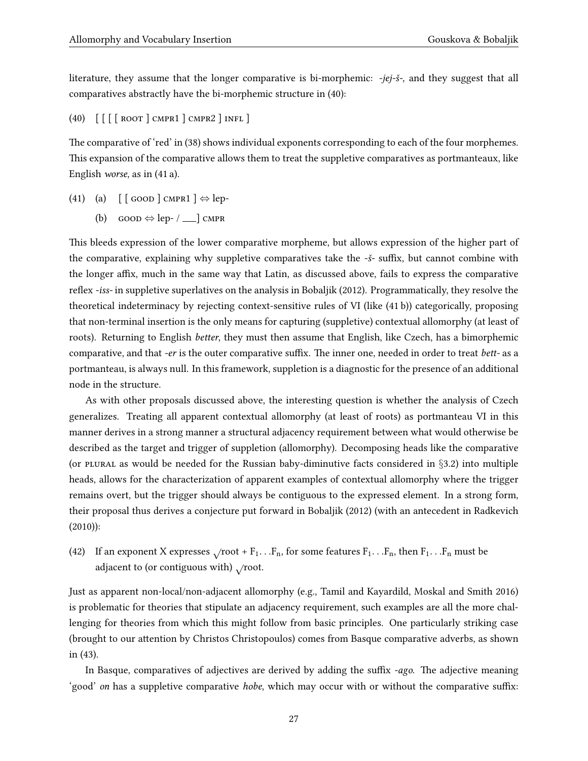literature, they assume that the longer comparative is bi-morphemic: *-jej-š-*, and they suggest that all comparatives abstractly have the bi-morphemic structure in (40):

(40) [ [ [ [ ROOT ] CMPR1 ] CMPR2 ] INFL ]

The comparative of 'red' in (38) shows individual exponents corresponding to each of the four morphemes. This expansion of the comparative allows them to treat the suppletive comparatives as portmanteaux, like English *worse*, as in (41 a).

(41) (a) [ [ GOOD ] CMPR1 ] ⇔ lep-

(b) GOOD ⇔ lep- / ___] CMPR

This bleeds expression of the lower comparative morpheme, but allows expression of the higher part of the comparative, explaining why suppletive comparatives take the *-š-* suffix, but cannot combine with the longer affix, much in the same way that Latin, as discussed above, fails to express the comparative reflex *-iss-* in suppletive superlatives on the analysis in Bobaljik (2012). Programmatically, they resolve the theoretical indeterminacy by rejecting context-sensitive rules of VI (like (41 b)) categorically, proposing that non-terminal insertion is the only means for capturing (suppletive) contextual allomorphy (at least of roots). Returning to English *better*, they must then assume that English, like Czech, has a bimorphemic comparative, and that *-er* is the outer comparative suffix. The inner one, needed in order to treat *bett-* as a portmanteau, is always null. In this framework, suppletion is a diagnostic for the presence of an additional node in the structure.

As with other proposals discussed above, the interesting question is whether the analysis of Czech generalizes. Treating all apparent contextual allomorphy (at least of roots) as portmanteau VI in this manner derives in a strong manner a structural adjacency requirement between what would otherwise be described as the target and trigger of suppletion (allomorphy). Decomposing heads like the comparative (or PLURAL as would be needed for the Russian baby-diminutive facts considered in §3.2) into multiple heads, allows for the characterization of apparent examples of contextual allomorphy where the trigger remains overt, but the trigger should always be contiguous to the expressed element. In a strong form, their proposal thus derives a conjecture put forward in Bobaljik (2012) (with an antecedent in Radkevich (2010)):

(42) If an exponent X expresses $\sqrt{}$root + $F_1 \ldots F_n$, for some features $F_1 \ldots F_n$, then $F_1 \ldots F_n$ must be adjacent to (or contiguous with) $\sqrt{}$root.

Just as apparent non-local/non-adjacent allomorphy (e.g., Tamil and Kayardild, Moskal and Smith 2016) is problematic for theories that stipulate an adjacency requirement, such examples are all the more challenging for theories from which this might follow from basic principles. One particularly striking case (brought to our attention by Christos Christopoulos) comes from Basque comparative adverbs, as shown in (43).

In Basque, comparatives of adjectives are derived by adding the suffix *-ago*. The adjective meaning 'good' *on* has a suppletive comparative *hobe*, which may occur with or without the comparative suffix: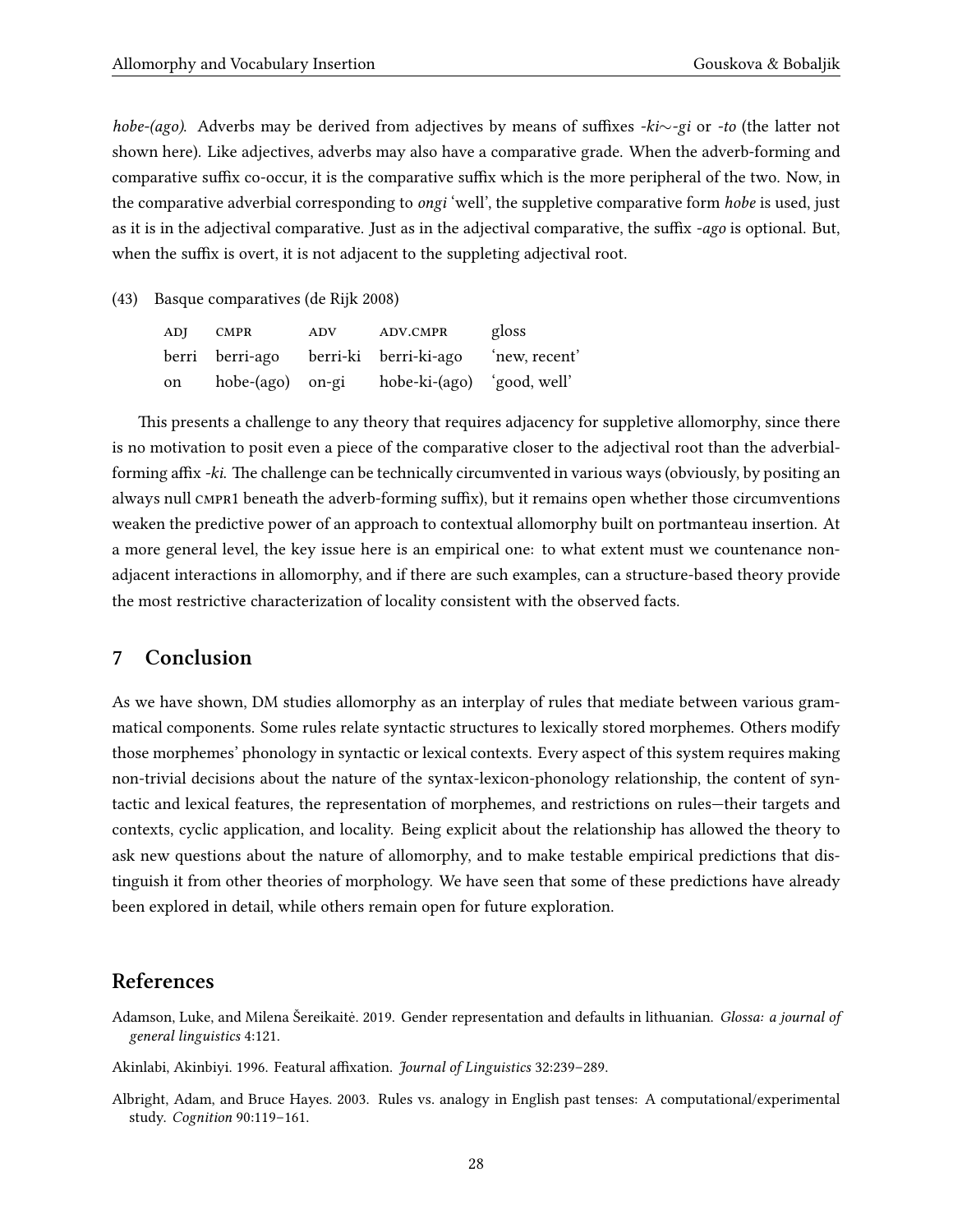*hobe-(ago)*. Adverbs may be derived from adjectives by means of suffixes *-ki*∼*-gi* or *-to* (the latter not shown here). Like adjectives, adverbs may also have a comparative grade. When the adverb-forming and comparative suffix co-occur, it is the comparative suffix which is the more peripheral of the two. Now, in the comparative adverbial corresponding to *ongi* 'well', the suppletive comparative form *hobe* is used, just as it is in the adjectival comparative. Just as in the adjectival comparative, the suffix *-ago* is optional. But, when the suffix is overt, it is not adjacent to the suppleting adjectival root.

(43) Basque comparatives (de Rijk 2008)

| ADJ | CMPR | ADV | ADV.CMPR | gloss |
|---|---|---|---|---|
| berri | berri-ago | berri-ki | berri-ki-ago | 'new, recent' |
| on | hobe-(ago) | on-gi | hobe-ki-(ago) | 'good, well' |

This presents a challenge to any theory that requires adjacency for suppletive allomorphy, since there is no motivation to posit even a piece of the comparative closer to the adjectival root than the adverbial-forming affix *-ki*. The challenge can be technically circumvented in various ways (obviously, by positing an always null CMPR1 beneath the adverb-forming suffix), but it remains open whether those circumventions weaken the predictive power of an approach to contextual allomorphy built on portmanteau insertion. At a more general level, the key issue here is an empirical one: to what extent must we countenance non-adjacent interactions in allomorphy, and if there are such examples, can a structure-based theory provide the most restrictive characterization of locality consistent with the observed facts.

## 7 Conclusion

As we have shown, DM studies allomorphy as an interplay of rules that mediate between various grammatical components. Some rules relate syntactic structures to lexically stored morphemes. Others modify those morphemes' phonology in syntactic or lexical contexts. Every aspect of this system requires making non-trivial decisions about the nature of the syntax-lexicon-phonology relationship, the content of syntactic and lexical features, the representation of morphemes, and restrictions on rules—their targets and contexts, cyclic application, and locality. Being explicit about the relationship has allowed the theory to ask new questions about the nature of allomorphy, and to make testable empirical predictions that distinguish it from other theories of morphology. We have seen that some of these predictions have already been explored in detail, while others remain open for future exploration.

## References

Adamson, Luke, and Milena Šereikaitė. 2019. Gender representation and defaults in lithuanian. *Glossa: a journal of general linguistics* 4:121.

Akinlabi, Akinbiyi. 1996. Featural affixation. *Journal of Linguistics* 32:239–289.

Albright, Adam, and Bruce Hayes. 2003. Rules vs. analogy in English past tenses: A computational/experimental study. *Cognition* 90:119–161.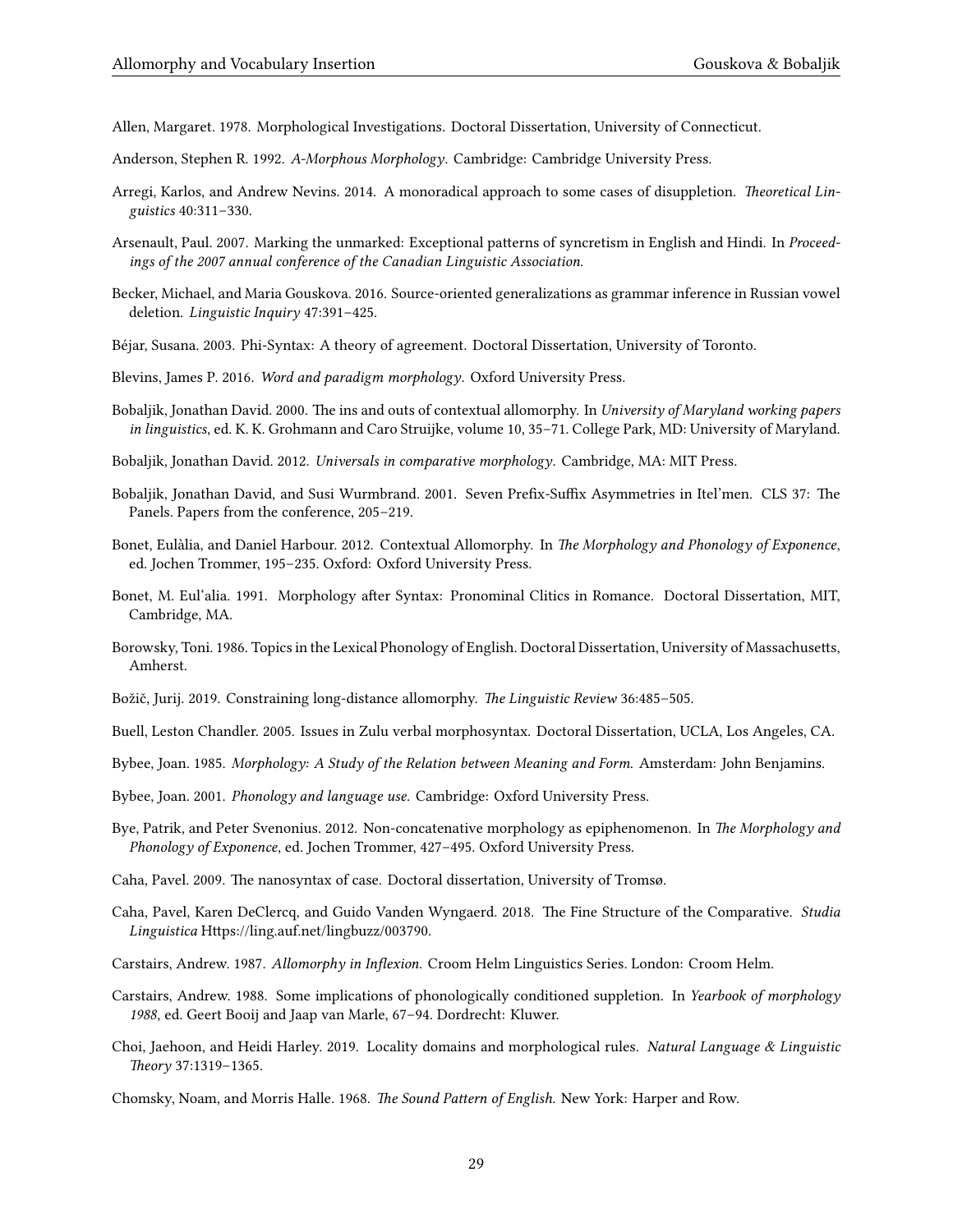Allen, Margaret. 1978. Morphological Investigations. Doctoral Dissertation, University of Connecticut.

Anderson, Stephen R. 1992. *A-Morphous Morphology*. Cambridge: Cambridge University Press.

Arregi, Karlos, and Andrew Nevins. 2014. A monoradical approach to some cases of disuppletion. *Theoretical Linguistics* 40:311–330.

Arsenault, Paul. 2007. Marking the unmarked: Exceptional patterns of syncretism in English and Hindi. In *Proceedings of the 2007 annual conference of the Canadian Linguistic Association.*

Becker, Michael, and Maria Gouskova. 2016. Source-oriented generalizations as grammar inference in Russian vowel deletion. *Linguistic Inquiry* 47:391–425.

Béjar, Susana. 2003. Phi-Syntax: A theory of agreement. Doctoral Dissertation, University of Toronto.

Blevins, James P. 2016. *Word and paradigm morphology*. Oxford University Press.

Bobaljik, Jonathan David. 2000. The ins and outs of contextual allomorphy. In *University of Maryland working papers in linguistics*, ed. K. K. Grohmann and Caro Struijke, volume 10, 35–71. College Park, MD: University of Maryland.

Bobaljik, Jonathan David. 2012. *Universals in comparative morphology*. Cambridge, MA: MIT Press.

Bobaljik, Jonathan David, and Susi Wurmbrand. 2001. Seven Prefix-Suffix Asymmetries in Itel'men. CLS 37: The Panels. Papers from the conference, 205–219.

Bonet, Eulàlia, and Daniel Harbour. 2012. Contextual Allomorphy. In *The Morphology and Phonology of Exponence*, ed. Jochen Trommer, 195–235. Oxford: Oxford University Press.

Bonet, M. Eul'alia. 1991. Morphology after Syntax: Pronominal Clitics in Romance. Doctoral Dissertation, MIT, Cambridge, MA.

Borowsky, Toni. 1986. Topics in the Lexical Phonology of English. Doctoral Dissertation, University of Massachusetts, Amherst.

Božič, Jurij. 2019. Constraining long-distance allomorphy. *The Linguistic Review* 36:485–505.

Buell, Leston Chandler. 2005. Issues in Zulu verbal morphosyntax. Doctoral Dissertation, UCLA, Los Angeles, CA.

Bybee, Joan. 1985. *Morphology: A Study of the Relation between Meaning and Form.* Amsterdam: John Benjamins.

Bybee, Joan. 2001. *Phonology and language use.* Cambridge: Oxford University Press.

Bye, Patrik, and Peter Svenonius. 2012. Non-concatenative morphology as epiphenomenon. In *The Morphology and Phonology of Exponence*, ed. Jochen Trommer, 427–495. Oxford University Press.

Caha, Pavel. 2009. The nanosyntax of case. Doctoral dissertation, University of Tromsø.

Caha, Pavel, Karen DeClercq, and Guido Vanden Wyngaerd. 2018. The Fine Structure of the Comparative. *Studia Linguistica* Https://ling.auf.net/lingbuzz/003790.

Carstairs, Andrew. 1987. *Allomorphy in Inflexion.* Croom Helm Linguistics Series. London: Croom Helm.

Carstairs, Andrew. 1988. Some implications of phonologically conditioned suppletion. In *Yearbook of morphology 1988*, ed. Geert Booij and Jaap van Marle, 67–94. Dordrecht: Kluwer.

Choi, Jaehoon, and Heidi Harley. 2019. Locality domains and morphological rules. *Natural Language & Linguistic Theory* 37:1319–1365.

Chomsky, Noam, and Morris Halle. 1968. *The Sound Pattern of English.* New York: Harper and Row.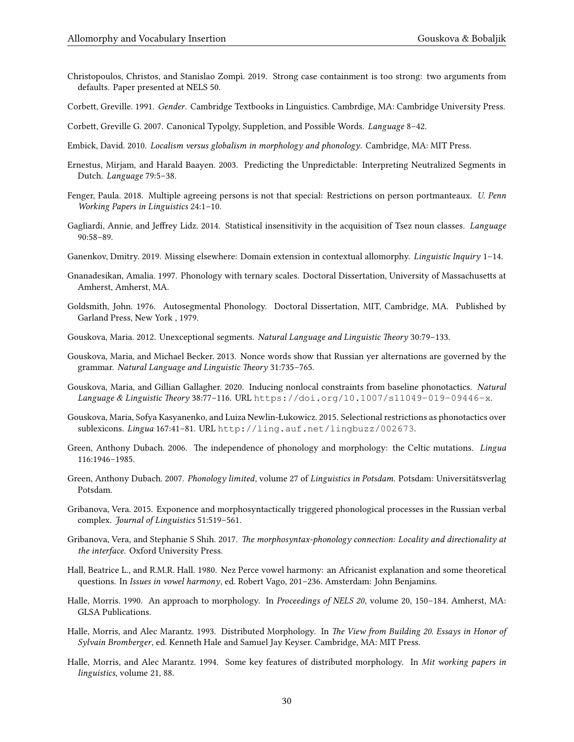Christopoulos, Christos, and Stanislao Zompì. 2019. Strong case containment is too strong: two arguments from defaults. Paper presented at NELS 50.

Corbett, Greville. 1991. *Gender*. Cambridge Textbooks in Linguistics. Cambrdige, MA: Cambridge University Press.

Corbett, Greville G. 2007. Canonical Typolgy, Suppletion, and Possible Words. *Language* 8–42.

Embick, David. 2010. *Localism versus globalism in morphology and phonology*. Cambridge, MA: MIT Press.

Ernestus, Mirjam, and Harald Baayen. 2003. Predicting the Unpredictable: Interpreting Neutralized Segments in Dutch. *Language* 79:5–38.

Fenger, Paula. 2018. Multiple agreeing persons is not that special: Restrictions on person portmanteaux. *U. Penn Working Papers in Linguistics* 24:1–10.

Gagliardi, Annie, and Jeffrey Lidz. 2014. Statistical insensitivity in the acquisition of Tsez noun classes. *Language* 90:58–89.

Ganenkov, Dmitry. 2019. Missing elsewhere: Domain extension in contextual allomorphy. *Linguistic Inquiry* 1–14.

Gnanadesikan, Amalia. 1997. Phonology with ternary scales. Doctoral Dissertation, University of Massachusetts at Amherst, Amherst, MA.

Goldsmith, John. 1976. Autosegmental Phonology. Doctoral Dissertation, MIT, Cambridge, MA. Published by Garland Press, New York , 1979.

Gouskova, Maria. 2012. Unexceptional segments. *Natural Language and Linguistic Theory* 30:79–133.

Gouskova, Maria, and Michael Becker. 2013. Nonce words show that Russian yer alternations are governed by the grammar. *Natural Language and Linguistic Theory* 31:735–765.

Gouskova, Maria, and Gillian Gallagher. 2020. Inducing nonlocal constraints from baseline phonotactics. *Natural Language & Linguistic Theory* 38:77–116. URL https://doi.org/10.1007/s11049-019-09446-x.

Gouskova, Maria, Sofya Kasyanenko, and Luiza Newlin-Łukowicz. 2015. Selectional restrictions as phonotactics over sublexicons. *Lingua* 167:41–81. URL http://ling.auf.net/lingbuzz/002673.

Green, Anthony Dubach. 2006. The independence of phonology and morphology: the Celtic mutations. *Lingua* 116:1946–1985.

Green, Anthony Dubach. 2007. *Phonology limited*, volume 27 of *Linguistics in Potsdam*. Potsdam: Universitätsverlag Potsdam.

Gribanova, Vera. 2015. Exponence and morphosyntactically triggered phonological processes in the Russian verbal complex. *Journal of Linguistics* 51:519–561.

Gribanova, Vera, and Stephanie S Shih. 2017. *The morphosyntax-phonology connection: Locality and directionality at the interface*. Oxford University Press.

Hall, Beatrice L., and R.M.R. Hall. 1980. Nez Perce vowel harmony: an Africanist explanation and some theoretical questions. In *Issues in vowel harmony*, ed. Robert Vago, 201–236. Amsterdam: John Benjamins.

Halle, Morris. 1990. An approach to morphology. In *Proceedings of NELS 20*, volume 20, 150–184. Amherst, MA: GLSA Publications.

Halle, Morris, and Alec Marantz. 1993. Distributed Morphology. In *The View from Building 20. Essays in Honor of Sylvain Bromberger*, ed. Kenneth Hale and Samuel Jay Keyser. Cambridge, MA: MIT Press.

Halle, Morris, and Alec Marantz. 1994. Some key features of distributed morphology. In *Mit working papers in linguistics*, volume 21, 88.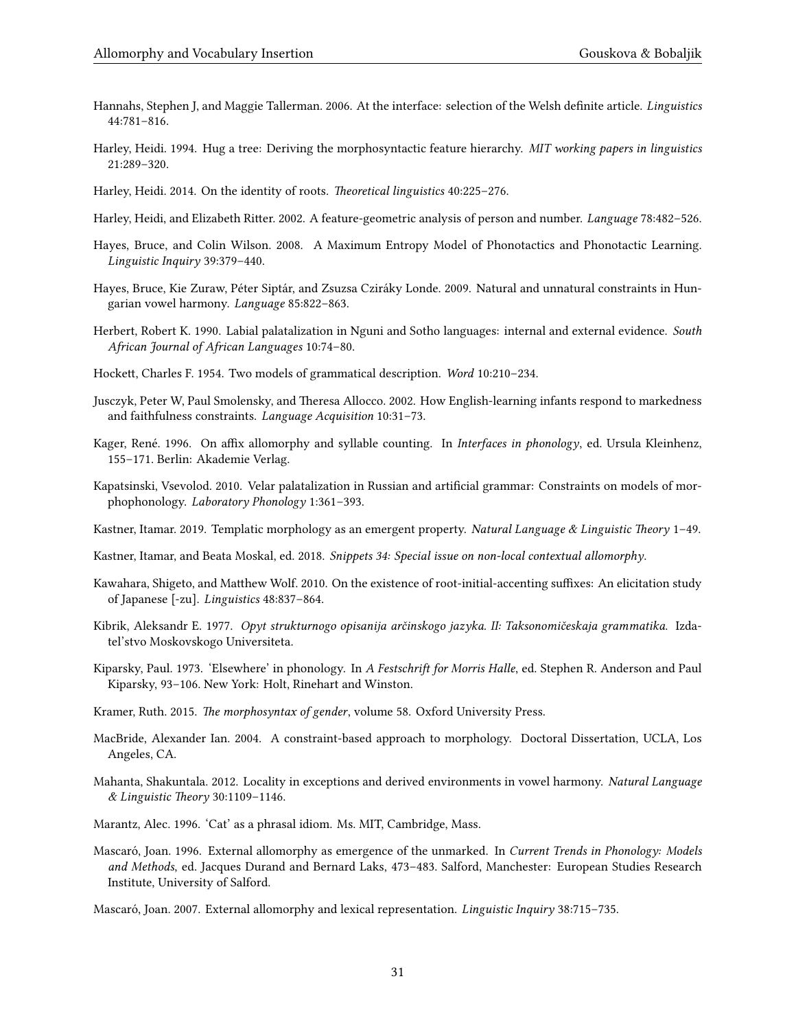Hannahs, Stephen J, and Maggie Tallerman. 2006. At the interface: selection of the Welsh definite article. *Linguistics* 44:781–816.

Harley, Heidi. 1994. Hug a tree: Deriving the morphosyntactic feature hierarchy. *MIT working papers in linguistics* 21:289–320.

Harley, Heidi. 2014. On the identity of roots. *Theoretical linguistics* 40:225–276.

Harley, Heidi, and Elizabeth Ritter. 2002. A feature-geometric analysis of person and number. *Language* 78:482–526.

Hayes, Bruce, and Colin Wilson. 2008. A Maximum Entropy Model of Phonotactics and Phonotactic Learning. *Linguistic Inquiry* 39:379–440.

Hayes, Bruce, Kie Zuraw, Péter Siptár, and Zsuzsa Cziráky Londe. 2009. Natural and unnatural constraints in Hungarian vowel harmony. *Language* 85:822–863.

Herbert, Robert K. 1990. Labial palatalization in Nguni and Sotho languages: internal and external evidence. *South African Journal of African Languages* 10:74–80.

Hockett, Charles F. 1954. Two models of grammatical description. *Word* 10:210–234.

Jusczyk, Peter W, Paul Smolensky, and Theresa Allocco. 2002. How English-learning infants respond to markedness and faithfulness constraints. *Language Acquisition* 10:31–73.

Kager, René. 1996. On affix allomorphy and syllable counting. In *Interfaces in phonology*, ed. Ursula Kleinhenz, 155–171. Berlin: Akademie Verlag.

Kapatsinski, Vsevolod. 2010. Velar palatalization in Russian and artificial grammar: Constraints on models of morphophonology. *Laboratory Phonology* 1:361–393.

Kastner, Itamar. 2019. Templatic morphology as an emergent property. *Natural Language & Linguistic Theory* 1–49.

Kastner, Itamar, and Beata Moskal, ed. 2018. *Snippets 34: Special issue on non-local contextual allomorphy*.

Kawahara, Shigeto, and Matthew Wolf. 2010. On the existence of root-initial-accenting suffixes: An elicitation study of Japanese [-zu]. *Linguistics* 48:837–864.

Kibrik, Aleksandr E. 1977. *Opyt strukturnogo opisanija arčinskogo jazyka. II: Taksonomičeskaja grammatika.* Izdatel'stvo Moskovskogo Universiteta.

Kiparsky, Paul. 1973. 'Elsewhere' in phonology. In *A Festschrift for Morris Halle*, ed. Stephen R. Anderson and Paul Kiparsky, 93–106. New York: Holt, Rinehart and Winston.

Kramer, Ruth. 2015. *The morphosyntax of gender*, volume 58. Oxford University Press.

MacBride, Alexander Ian. 2004. A constraint-based approach to morphology. Doctoral Dissertation, UCLA, Los Angeles, CA.

Mahanta, Shakuntala. 2012. Locality in exceptions and derived environments in vowel harmony. *Natural Language & Linguistic Theory* 30:1109–1146.

Marantz, Alec. 1996. 'Cat' as a phrasal idiom. Ms. MIT, Cambridge, Mass.

Mascaró, Joan. 1996. External allomorphy as emergence of the unmarked. In *Current Trends in Phonology: Models and Methods*, ed. Jacques Durand and Bernard Laks, 473–483. Salford, Manchester: European Studies Research Institute, University of Salford.

Mascaró, Joan. 2007. External allomorphy and lexical representation. *Linguistic Inquiry* 38:715–735.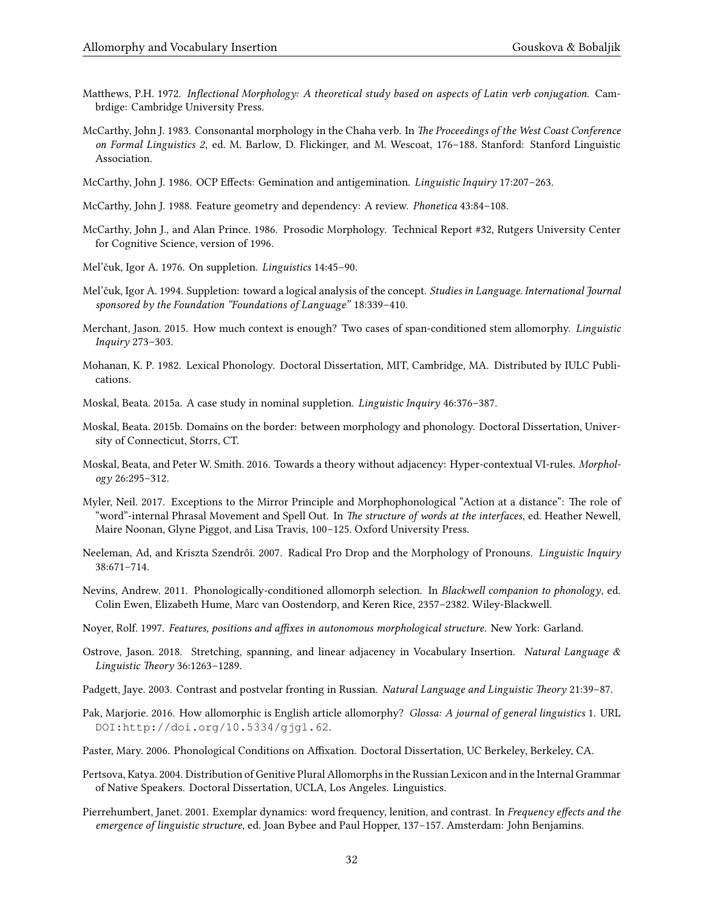Matthews, P.H. 1972. *Inflectional Morphology: A theoretical study based on aspects of Latin verb conjugation.* Cambrdige: Cambridge University Press.

McCarthy, John J. 1983. Consonantal morphology in the Chaha verb. In *The Proceedings of the West Coast Conference on Formal Linguistics 2*, ed. M. Barlow, D. Flickinger, and M. Wescoat, 176–188. Stanford: Stanford Linguistic Association.

McCarthy, John J. 1986. OCP Effects: Gemination and antigemination. *Linguistic Inquiry* 17:207–263.

McCarthy, John J. 1988. Feature geometry and dependency: A review. *Phonetica* 43:84–108.

McCarthy, John J., and Alan Prince. 1986. Prosodic Morphology. Technical Report #32, Rutgers University Center for Cognitive Science, version of 1996.

Mel'čuk, Igor A. 1976. On suppletion. *Linguistics* 14:45–90.

Mel'čuk, Igor A. 1994. Suppletion: toward a logical analysis of the concept. *Studies in Language. International Journal sponsored by the Foundation "Foundations of Language"* 18:339–410.

Merchant, Jason. 2015. How much context is enough? Two cases of span-conditioned stem allomorphy. *Linguistic Inquiry* 273–303.

Mohanan, K. P. 1982. Lexical Phonology. Doctoral Dissertation, MIT, Cambridge, MA. Distributed by IULC Publications.

Moskal, Beata. 2015a. A case study in nominal suppletion. *Linguistic Inquiry* 46:376–387.

Moskal, Beata. 2015b. Domains on the border: between morphology and phonology. Doctoral Dissertation, University of Connecticut, Storrs, CT.

Moskal, Beata, and Peter W. Smith. 2016. Towards a theory without adjacency: Hyper-contextual VI-rules. *Morphology* 26:295–312.

Myler, Neil. 2017. Exceptions to the Mirror Principle and Morphophonological "Action at a distance": The role of "word"-internal Phrasal Movement and Spell Out. In *The structure of words at the interfaces*, ed. Heather Newell, Maire Noonan, Glyne Piggot, and Lisa Travis, 100–125. Oxford University Press.

Neeleman, Ad, and Kriszta Szendrői. 2007. Radical Pro Drop and the Morphology of Pronouns. *Linguistic Inquiry* 38:671–714.

Nevins, Andrew. 2011. Phonologically-conditioned allomorph selection. In *Blackwell companion to phonology*, ed. Colin Ewen, Elizabeth Hume, Marc van Oostendorp, and Keren Rice, 2357–2382. Wiley-Blackwell.

Noyer, Rolf. 1997. *Features, positions and affixes in autonomous morphological structure.* New York: Garland.

Ostrove, Jason. 2018. Stretching, spanning, and linear adjacency in Vocabulary Insertion. *Natural Language & Linguistic Theory* 36:1263–1289.

Padgett, Jaye. 2003. Contrast and postvelar fronting in Russian. *Natural Language and Linguistic Theory* 21:39–87.

Pak, Marjorie. 2016. How allomorphic is English article allomorphy? *Glossa: A journal of general linguistics* 1. URL DOI:http://doi.org/10.5334/gjgl.62.

Paster, Mary. 2006. Phonological Conditions on Affixation. Doctoral Dissertation, UC Berkeley, Berkeley, CA.

Pertsova, Katya. 2004. Distribution of Genitive Plural Allomorphs in the Russian Lexicon and in the Internal Grammar of Native Speakers. Doctoral Dissertation, UCLA, Los Angeles. Linguistics.

Pierrehumbert, Janet. 2001. Exemplar dynamics: word frequency, lenition, and contrast. In *Frequency effects and the emergence of linguistic structure*, ed. Joan Bybee and Paul Hopper, 137–157. Amsterdam: John Benjamins.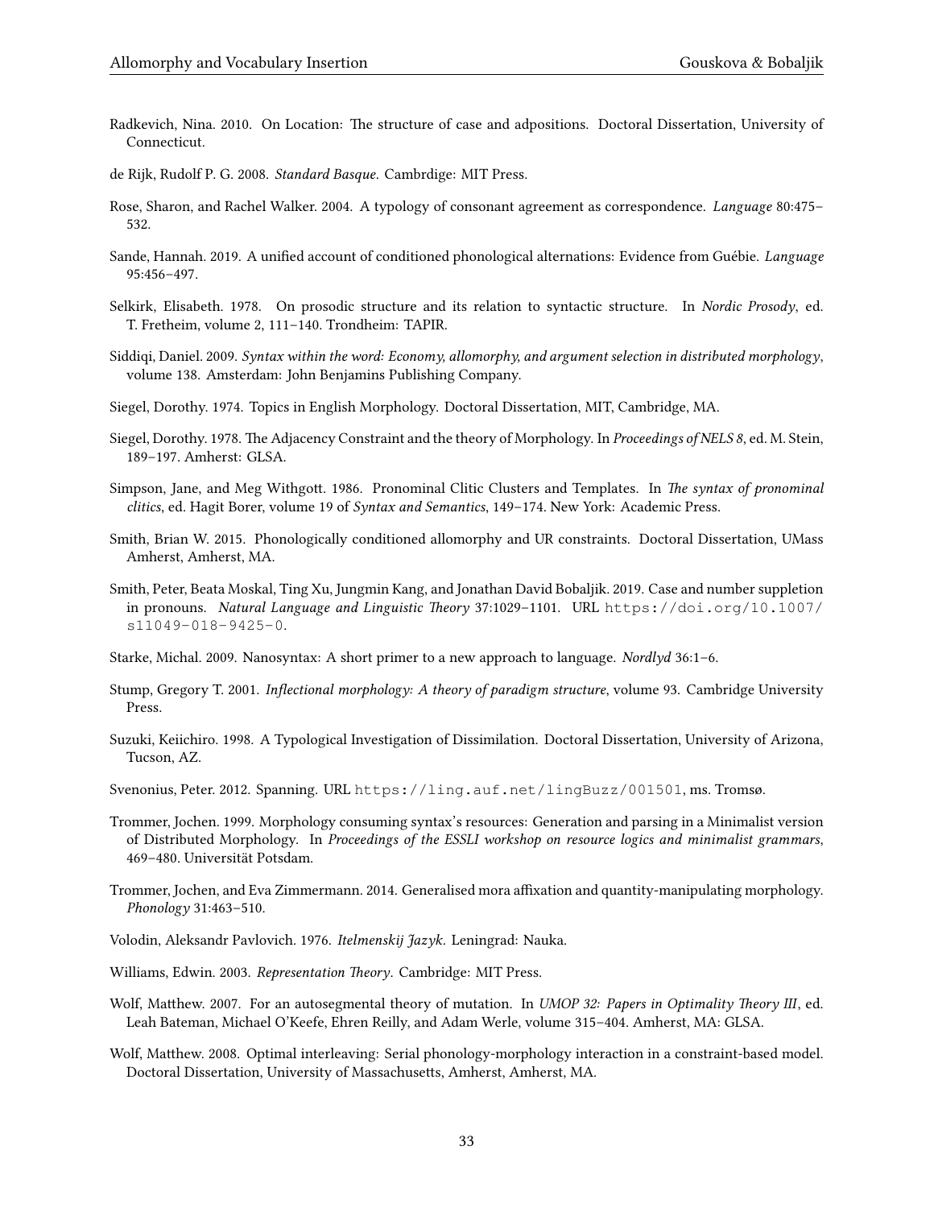Radkevich, Nina. 2010. On Location: The structure of case and adpositions. Doctoral Dissertation, University of Connecticut.

de Rijk, Rudolf P. G. 2008. *Standard Basque*. Cambrdige: MIT Press.

Rose, Sharon, and Rachel Walker. 2004. A typology of consonant agreement as correspondence. *Language* 80:475–532.

Sande, Hannah. 2019. A unified account of conditioned phonological alternations: Evidence from Guébie. *Language* 95:456–497.

Selkirk, Elisabeth. 1978. On prosodic structure and its relation to syntactic structure. In *Nordic Prosody*, ed. T. Fretheim, volume 2, 111–140. Trondheim: TAPIR.

Siddiqi, Daniel. 2009. *Syntax within the word: Economy, allomorphy, and argument selection in distributed morphology*, volume 138. Amsterdam: John Benjamins Publishing Company.

Siegel, Dorothy. 1974. Topics in English Morphology. Doctoral Dissertation, MIT, Cambridge, MA.

Siegel, Dorothy. 1978. The Adjacency Constraint and the theory of Morphology. In *Proceedings of NELS 8*, ed. M. Stein, 189–197. Amherst: GLSA.

Simpson, Jane, and Meg Withgott. 1986. Pronominal Clitic Clusters and Templates. In *The syntax of pronominal clitics*, ed. Hagit Borer, volume 19 of *Syntax and Semantics*, 149–174. New York: Academic Press.

Smith, Brian W. 2015. Phonologically conditioned allomorphy and UR constraints. Doctoral Dissertation, UMass Amherst, Amherst, MA.

Smith, Peter, Beata Moskal, Ting Xu, Jungmin Kang, and Jonathan David Bobaljik. 2019. Case and number suppletion in pronouns. *Natural Language and Linguistic Theory* 37:1029–1101. URL https://doi.org/10.1007/s11049-018-9425-0.

Starke, Michal. 2009. Nanosyntax: A short primer to a new approach to language. *Nordlyd* 36:1–6.

Stump, Gregory T. 2001. *Inflectional morphology: A theory of paradigm structure*, volume 93. Cambridge University Press.

Suzuki, Keiichiro. 1998. A Typological Investigation of Dissimilation. Doctoral Dissertation, University of Arizona, Tucson, AZ.

Svenonius, Peter. 2012. Spanning. URL https://ling.auf.net/lingBuzz/001501, ms. Tromsø.

Trommer, Jochen. 1999. Morphology consuming syntax's resources: Generation and parsing in a Minimalist version of Distributed Morphology. In *Proceedings of the ESSLI workshop on resource logics and minimalist grammars*, 469–480. Universität Potsdam.

Trommer, Jochen, and Eva Zimmermann. 2014. Generalised mora affixation and quantity-manipulating morphology. *Phonology* 31:463–510.

Volodin, Aleksandr Pavlovich. 1976. *Itelmenskij Jazyk*. Leningrad: Nauka.

Williams, Edwin. 2003. *Representation Theory*. Cambridge: MIT Press.

Wolf, Matthew. 2007. For an autosegmental theory of mutation. In *UMOP 32: Papers in Optimality Theory III*, ed. Leah Bateman, Michael O'Keefe, Ehren Reilly, and Adam Werle, volume 315–404. Amherst, MA: GLSA.

Wolf, Matthew. 2008. Optimal interleaving: Serial phonology-morphology interaction in a constraint-based model. Doctoral Dissertation, University of Massachusetts, Amherst, Amherst, MA.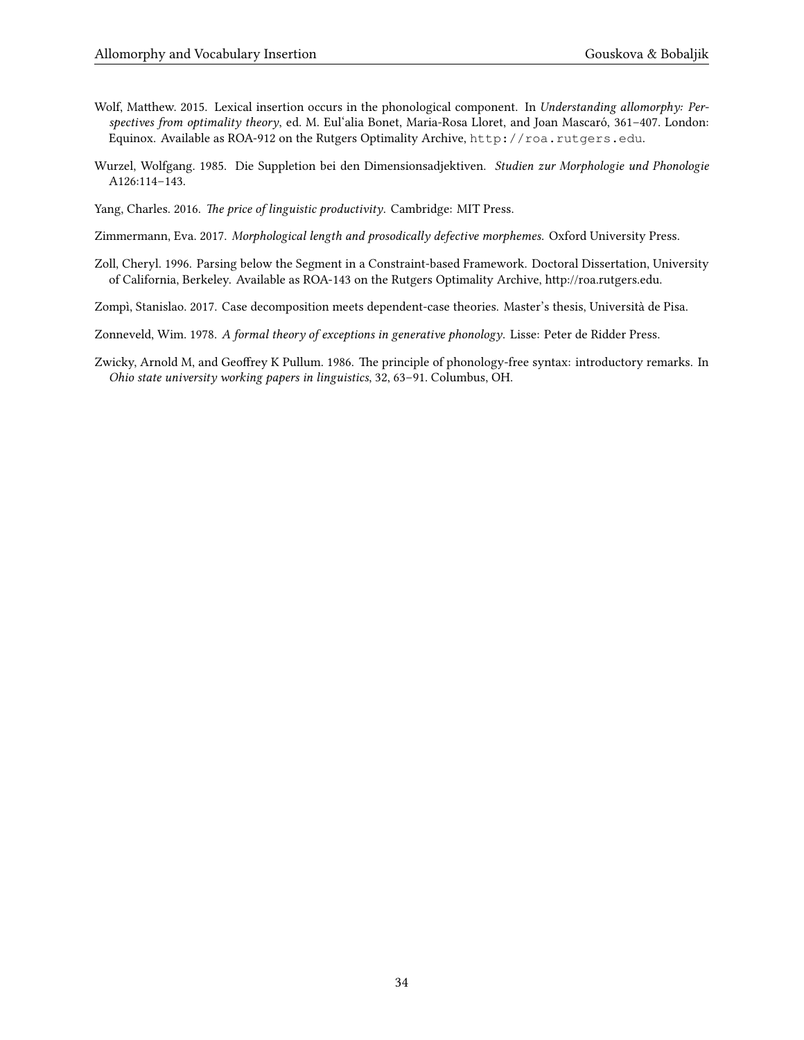Wolf, Matthew. 2015. Lexical insertion occurs in the phonological component. In *Understanding allomorphy: Perspectives from optimality theory*, ed. M. Eul'alia Bonet, Maria-Rosa Lloret, and Joan Mascaró, 361–407. London: Equinox. Available as ROA-912 on the Rutgers Optimality Archive, `http://roa.rutgers.edu`.

Wurzel, Wolfgang. 1985. Die Suppletion bei den Dimensionsadjektiven. *Studien zur Morphologie und Phonologie* A126:114–143.

Yang, Charles. 2016. *The price of linguistic productivity*. Cambridge: MIT Press.

Zimmermann, Eva. 2017. *Morphological length and prosodically defective morphemes.* Oxford University Press.

Zoll, Cheryl. 1996. Parsing below the Segment in a Constraint-based Framework. Doctoral Dissertation, University of California, Berkeley. Available as ROA-143 on the Rutgers Optimality Archive, http://roa.rutgers.edu.

Zompì, Stanislao. 2017. Case decomposition meets dependent-case theories. Master's thesis, Università de Pisa.

Zonneveld, Wim. 1978. *A formal theory of exceptions in generative phonology*. Lisse: Peter de Ridder Press.

Zwicky, Arnold M, and Geoffrey K Pullum. 1986. The principle of phonology-free syntax: introductory remarks. In *Ohio state university working papers in linguistics*, 32, 63–91. Columbus, OH.